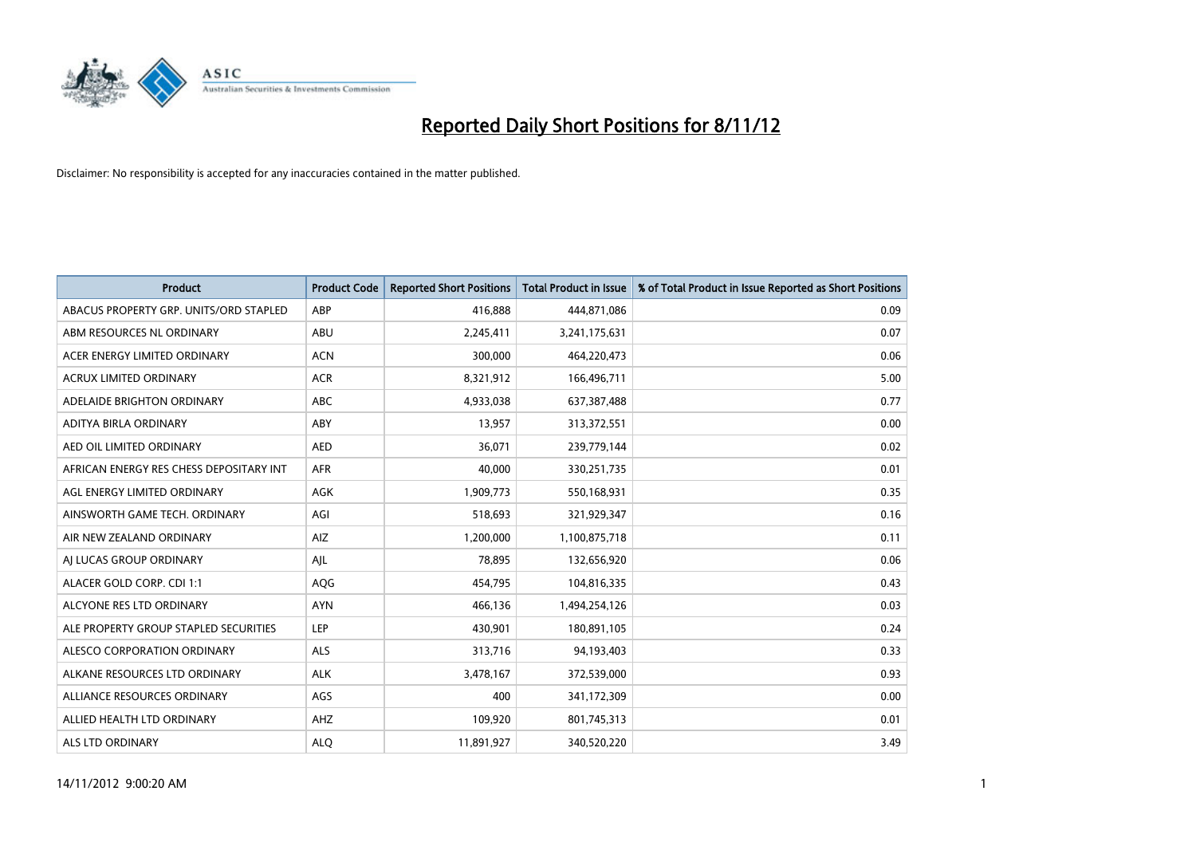# Reported Daily Short Positions for 8/11/12

Disclaimer: No responsibility is accepted for any inaccuracies contained in the matter published.

| Product | Product Code | Reported Short Positions | Total Product in Issue | % of Total Product in Issue Reported as Short Positions |
|---|---|---|---|---|
| ABACUS PROPERTY GRP. UNITS/ORD STAPLED | ABP | 416,888 | 444,871,086 | 0.09 |
| ABM RESOURCES NL ORDINARY | ABU | 2,245,411 | 3,241,175,631 | 0.07 |
| ACER ENERGY LIMITED ORDINARY | ACN | 300,000 | 464,220,473 | 0.06 |
| ACRUX LIMITED ORDINARY | ACR | 8,321,912 | 166,496,711 | 5.00 |
| ADELAIDE BRIGHTON ORDINARY | ABC | 4,933,038 | 637,387,488 | 0.77 |
| ADITYA BIRLA ORDINARY | ABY | 13,957 | 313,372,551 | 0.00 |
| AED OIL LIMITED ORDINARY | AED | 36,071 | 239,779,144 | 0.02 |
| AFRICAN ENERGY RES CHESS DEPOSITARY INT | AFR | 40,000 | 330,251,735 | 0.01 |
| AGL ENERGY LIMITED ORDINARY | AGK | 1,909,773 | 550,168,931 | 0.35 |
| AINSWORTH GAME TECH. ORDINARY | AGI | 518,693 | 321,929,347 | 0.16 |
| AIR NEW ZEALAND ORDINARY | AIZ | 1,200,000 | 1,100,875,718 | 0.11 |
| AJ LUCAS GROUP ORDINARY | AJL | 78,895 | 132,656,920 | 0.06 |
| ALACER GOLD CORP. CDI 1:1 | AQG | 454,795 | 104,816,335 | 0.43 |
| ALCYONE RES LTD ORDINARY | AYN | 466,136 | 1,494,254,126 | 0.03 |
| ALE PROPERTY GROUP STAPLED SECURITIES | LEP | 430,901 | 180,891,105 | 0.24 |
| ALESCO CORPORATION ORDINARY | ALS | 313,716 | 94,193,403 | 0.33 |
| ALKANE RESOURCES LTD ORDINARY | ALK | 3,478,167 | 372,539,000 | 0.93 |
| ALLIANCE RESOURCES ORDINARY | AGS | 400 | 341,172,309 | 0.00 |
| ALLIED HEALTH LTD ORDINARY | AHZ | 109,920 | 801,745,313 | 0.01 |
| ALS LTD ORDINARY | ALQ | 11,891,927 | 340,520,220 | 3.49 |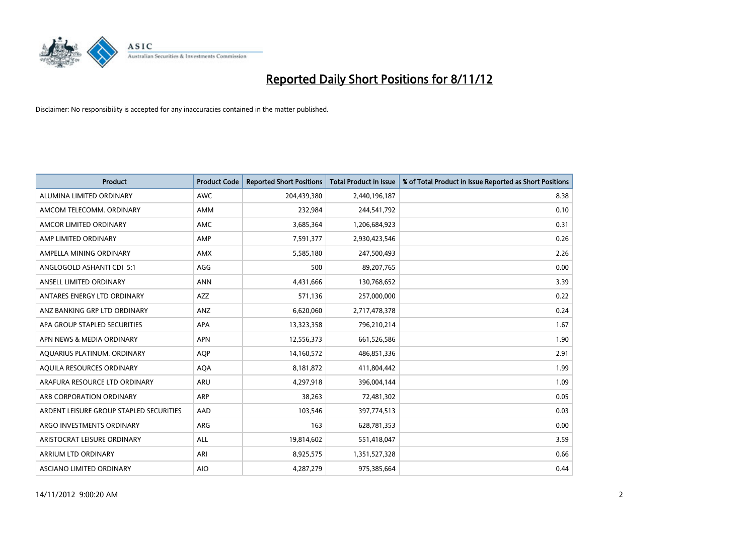# Reported Daily Short Positions for 8/11/12

Disclaimer: No responsibility is accepted for any inaccuracies contained in the matter published.

| Product | Product Code | Reported Short Positions | Total Product in Issue | % of Total Product in Issue Reported as Short Positions |
|---|---|---|---|---|
| ALUMINA LIMITED ORDINARY | AWC | 204,439,380 | 2,440,196,187 | 8.38 |
| AMCOM TELECOMM. ORDINARY | AMM | 232,984 | 244,541,792 | 0.10 |
| AMCOR LIMITED ORDINARY | AMC | 3,685,364 | 1,206,684,923 | 0.31 |
| AMP LIMITED ORDINARY | AMP | 7,591,377 | 2,930,423,546 | 0.26 |
| AMPELLA MINING ORDINARY | AMX | 5,585,180 | 247,500,493 | 2.26 |
| ANGLOGOLD ASHANTI CDI 5:1 | AGG | 500 | 89,207,765 | 0.00 |
| ANSELL LIMITED ORDINARY | ANN | 4,431,666 | 130,768,652 | 3.39 |
| ANTARES ENERGY LTD ORDINARY | AZZ | 571,136 | 257,000,000 | 0.22 |
| ANZ BANKING GRP LTD ORDINARY | ANZ | 6,620,060 | 2,717,478,378 | 0.24 |
| APA GROUP STAPLED SECURITIES | APA | 13,323,358 | 796,210,214 | 1.67 |
| APN NEWS & MEDIA ORDINARY | APN | 12,556,373 | 661,526,586 | 1.90 |
| AQUARIUS PLATINUM. ORDINARY | AQP | 14,160,572 | 486,851,336 | 2.91 |
| AQUILA RESOURCES ORDINARY | AQA | 8,181,872 | 411,804,442 | 1.99 |
| ARAFURA RESOURCE LTD ORDINARY | ARU | 4,297,918 | 396,004,144 | 1.09 |
| ARB CORPORATION ORDINARY | ARP | 38,263 | 72,481,302 | 0.05 |
| ARDENT LEISURE GROUP STAPLED SECURITIES | AAD | 103,546 | 397,774,513 | 0.03 |
| ARGO INVESTMENTS ORDINARY | ARG | 163 | 628,781,353 | 0.00 |
| ARISTOCRAT LEISURE ORDINARY | ALL | 19,814,602 | 551,418,047 | 3.59 |
| ARRIUM LTD ORDINARY | ARI | 8,925,575 | 1,351,527,328 | 0.66 |
| ASCIANO LIMITED ORDINARY | AIO | 4,287,279 | 975,385,664 | 0.44 |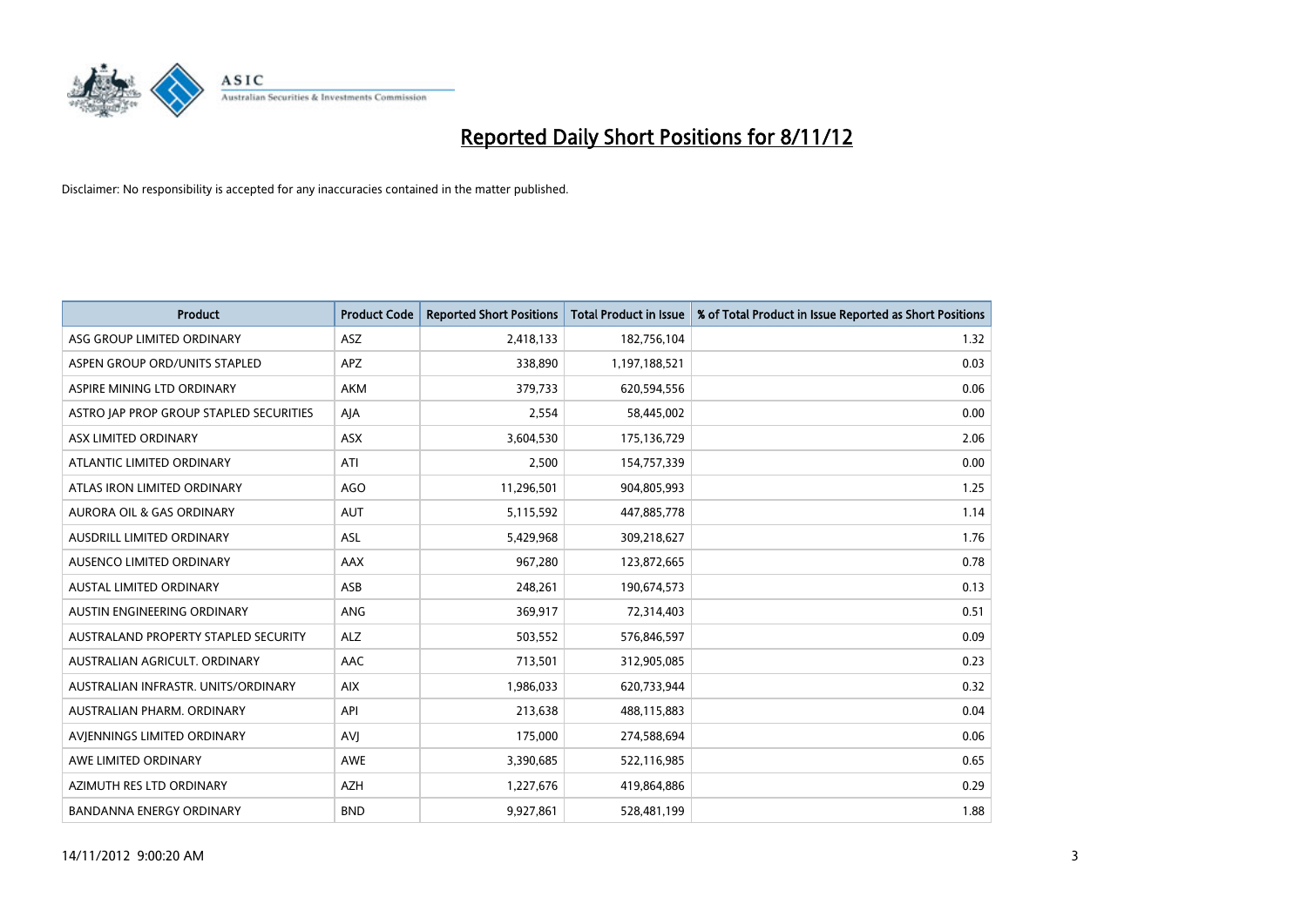# Reported Daily Short Positions for 8/11/12

Disclaimer: No responsibility is accepted for any inaccuracies contained in the matter published.

| Product | Product Code | Reported Short Positions | Total Product in Issue | % of Total Product in Issue Reported as Short Positions |
|---|---|---|---|---|
| ASG GROUP LIMITED ORDINARY | ASZ | 2,418,133 | 182,756,104 | 1.32 |
| ASPEN GROUP ORD/UNITS STAPLED | APZ | 338,890 | 1,197,188,521 | 0.03 |
| ASPIRE MINING LTD ORDINARY | AKM | 379,733 | 620,594,556 | 0.06 |
| ASTRO JAP PROP GROUP STAPLED SECURITIES | AJA | 2,554 | 58,445,002 | 0.00 |
| ASX LIMITED ORDINARY | ASX | 3,604,530 | 175,136,729 | 2.06 |
| ATLANTIC LIMITED ORDINARY | ATI | 2,500 | 154,757,339 | 0.00 |
| ATLAS IRON LIMITED ORDINARY | AGO | 11,296,501 | 904,805,993 | 1.25 |
| AURORA OIL & GAS ORDINARY | AUT | 5,115,592 | 447,885,778 | 1.14 |
| AUSDRILL LIMITED ORDINARY | ASL | 5,429,968 | 309,218,627 | 1.76 |
| AUSENCO LIMITED ORDINARY | AAX | 967,280 | 123,872,665 | 0.78 |
| AUSTAL LIMITED ORDINARY | ASB | 248,261 | 190,674,573 | 0.13 |
| AUSTIN ENGINEERING ORDINARY | ANG | 369,917 | 72,314,403 | 0.51 |
| AUSTRALAND PROPERTY STAPLED SECURITY | ALZ | 503,552 | 576,846,597 | 0.09 |
| AUSTRALIAN AGRICULT. ORDINARY | AAC | 713,501 | 312,905,085 | 0.23 |
| AUSTRALIAN INFRASTR. UNITS/ORDINARY | AIX | 1,986,033 | 620,733,944 | 0.32 |
| AUSTRALIAN PHARM. ORDINARY | API | 213,638 | 488,115,883 | 0.04 |
| AVJENNINGS LIMITED ORDINARY | AVJ | 175,000 | 274,588,694 | 0.06 |
| AWE LIMITED ORDINARY | AWE | 3,390,685 | 522,116,985 | 0.65 |
| AZIMUTH RES LTD ORDINARY | AZH | 1,227,676 | 419,864,886 | 0.29 |
| BANDANNA ENERGY ORDINARY | BND | 9,927,861 | 528,481,199 | 1.88 |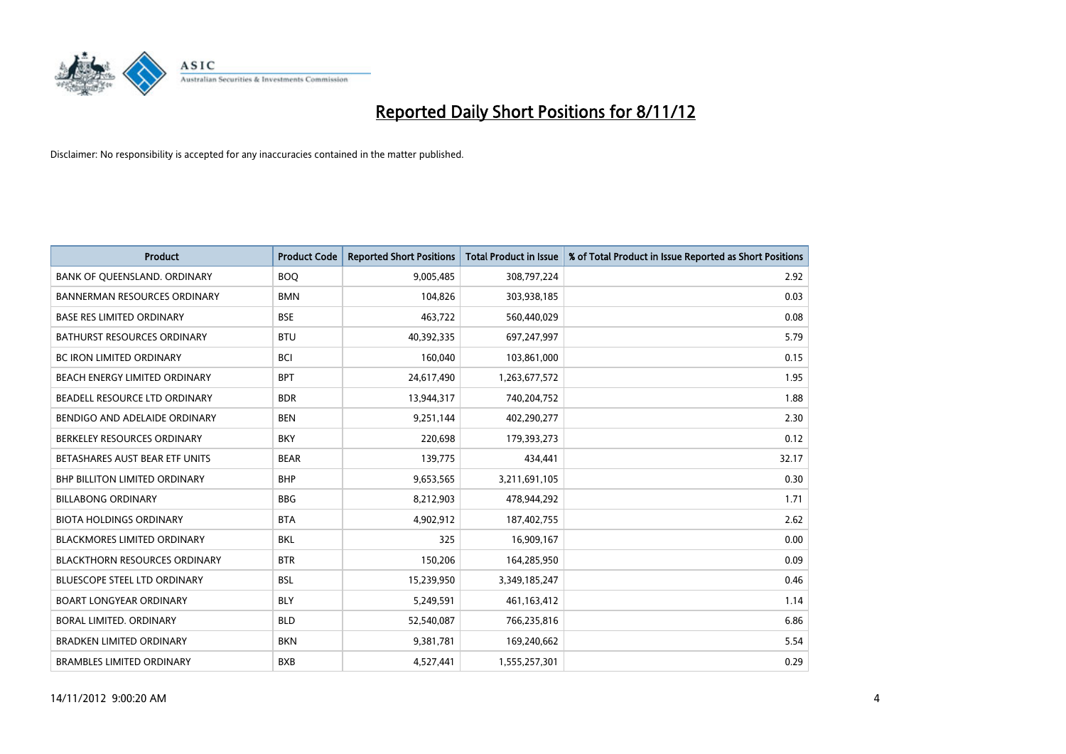# Reported Daily Short Positions for 8/11/12

Disclaimer: No responsibility is accepted for any inaccuracies contained in the matter published.

| Product | Product Code | Reported Short Positions | Total Product in Issue | % of Total Product in Issue Reported as Short Positions |
|---|---|---|---|---|
| BANK OF QUEENSLAND. ORDINARY | BOQ | 9,005,485 | 308,797,224 | 2.92 |
| BANNERMAN RESOURCES ORDINARY | BMN | 104,826 | 303,938,185 | 0.03 |
| BASE RES LIMITED ORDINARY | BSE | 463,722 | 560,440,029 | 0.08 |
| BATHURST RESOURCES ORDINARY | BTU | 40,392,335 | 697,247,997 | 5.79 |
| BC IRON LIMITED ORDINARY | BCI | 160,040 | 103,861,000 | 0.15 |
| BEACH ENERGY LIMITED ORDINARY | BPT | 24,617,490 | 1,263,677,572 | 1.95 |
| BEADELL RESOURCE LTD ORDINARY | BDR | 13,944,317 | 740,204,752 | 1.88 |
| BENDIGO AND ADELAIDE ORDINARY | BEN | 9,251,144 | 402,290,277 | 2.30 |
| BERKELEY RESOURCES ORDINARY | BKY | 220,698 | 179,393,273 | 0.12 |
| BETASHARES AUST BEAR ETF UNITS | BEAR | 139,775 | 434,441 | 32.17 |
| BHP BILLITON LIMITED ORDINARY | BHP | 9,653,565 | 3,211,691,105 | 0.30 |
| BILLABONG ORDINARY | BBG | 8,212,903 | 478,944,292 | 1.71 |
| BIOTA HOLDINGS ORDINARY | BTA | 4,902,912 | 187,402,755 | 2.62 |
| BLACKMORES LIMITED ORDINARY | BKL | 325 | 16,909,167 | 0.00 |
| BLACKTHORN RESOURCES ORDINARY | BTR | 150,206 | 164,285,950 | 0.09 |
| BLUESCOPE STEEL LTD ORDINARY | BSL | 15,239,950 | 3,349,185,247 | 0.46 |
| BOART LONGYEAR ORDINARY | BLY | 5,249,591 | 461,163,412 | 1.14 |
| BORAL LIMITED. ORDINARY | BLD | 52,540,087 | 766,235,816 | 6.86 |
| BRADKEN LIMITED ORDINARY | BKN | 9,381,781 | 169,240,662 | 5.54 |
| BRAMBLES LIMITED ORDINARY | BXB | 4,527,441 | 1,555,257,301 | 0.29 |

14/11/2012 9:00:20 AM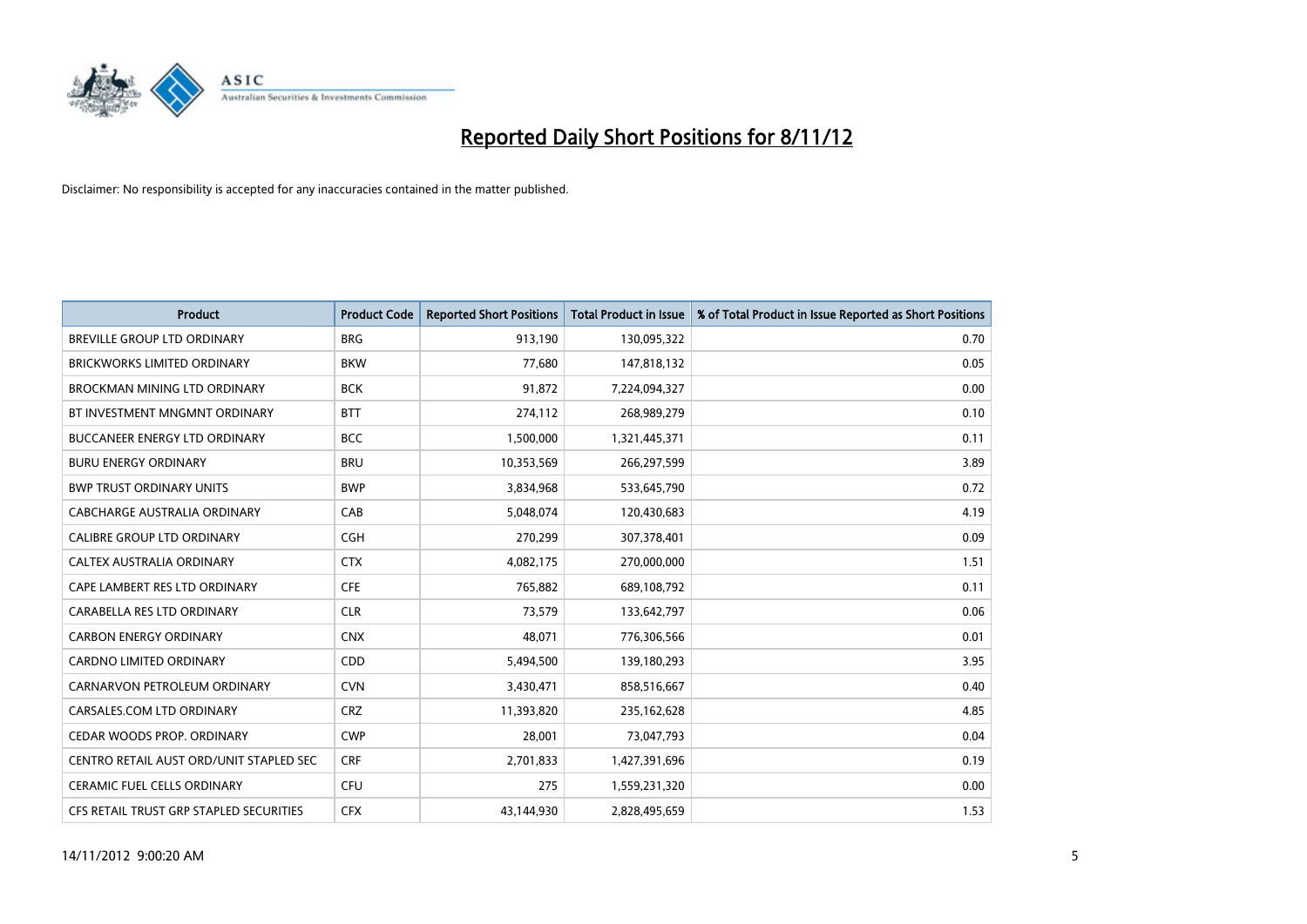# Reported Daily Short Positions for 8/11/12

Disclaimer: No responsibility is accepted for any inaccuracies contained in the matter published.

| Product | Product Code | Reported Short Positions | Total Product in Issue | % of Total Product in Issue Reported as Short Positions |
|---|---|---|---|---|
| BREVILLE GROUP LTD ORDINARY | BRG | 913,190 | 130,095,322 | 0.70 |
| BRICKWORKS LIMITED ORDINARY | BKW | 77,680 | 147,818,132 | 0.05 |
| BROCKMAN MINING LTD ORDINARY | BCK | 91,872 | 7,224,094,327 | 0.00 |
| BT INVESTMENT MNGMNT ORDINARY | BTT | 274,112 | 268,989,279 | 0.10 |
| BUCCANEER ENERGY LTD ORDINARY | BCC | 1,500,000 | 1,321,445,371 | 0.11 |
| BURU ENERGY ORDINARY | BRU | 10,353,569 | 266,297,599 | 3.89 |
| BWP TRUST ORDINARY UNITS | BWP | 3,834,968 | 533,645,790 | 0.72 |
| CABCHARGE AUSTRALIA ORDINARY | CAB | 5,048,074 | 120,430,683 | 4.19 |
| CALIBRE GROUP LTD ORDINARY | CGH | 270,299 | 307,378,401 | 0.09 |
| CALTEX AUSTRALIA ORDINARY | CTX | 4,082,175 | 270,000,000 | 1.51 |
| CAPE LAMBERT RES LTD ORDINARY | CFE | 765,882 | 689,108,792 | 0.11 |
| CARABELLA RES LTD ORDINARY | CLR | 73,579 | 133,642,797 | 0.06 |
| CARBON ENERGY ORDINARY | CNX | 48,071 | 776,306,566 | 0.01 |
| CARDNO LIMITED ORDINARY | CDD | 5,494,500 | 139,180,293 | 3.95 |
| CARNARVON PETROLEUM ORDINARY | CVN | 3,430,471 | 858,516,667 | 0.40 |
| CARSALES.COM LTD ORDINARY | CRZ | 11,393,820 | 235,162,628 | 4.85 |
| CEDAR WOODS PROP. ORDINARY | CWP | 28,001 | 73,047,793 | 0.04 |
| CENTRO RETAIL AUST ORD/UNIT STAPLED SEC | CRF | 2,701,833 | 1,427,391,696 | 0.19 |
| CERAMIC FUEL CELLS ORDINARY | CFU | 275 | 1,559,231,320 | 0.00 |
| CFS RETAIL TRUST GRP STAPLED SECURITIES | CFX | 43,144,930 | 2,828,495,659 | 1.53 |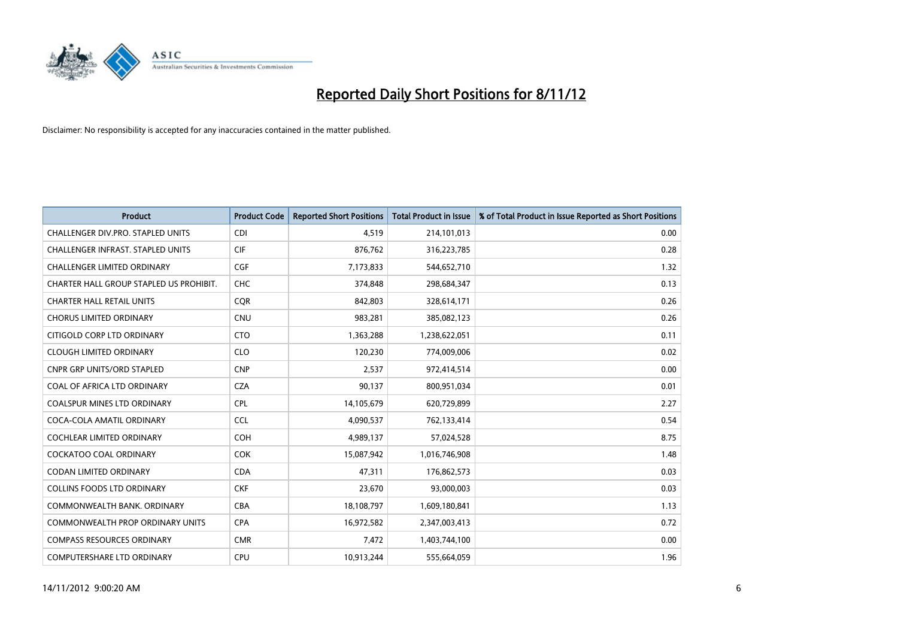# Reported Daily Short Positions for 8/11/12

Disclaimer: No responsibility is accepted for any inaccuracies contained in the matter published.

| Product | Product Code | Reported Short Positions | Total Product in Issue | % of Total Product in Issue Reported as Short Positions |
|---|---|---|---|---|
| CHALLENGER DIV.PRO. STAPLED UNITS | CDI | 4,519 | 214,101,013 | 0.00 |
| CHALLENGER INFRAST. STAPLED UNITS | CIF | 876,762 | 316,223,785 | 0.28 |
| CHALLENGER LIMITED ORDINARY | CGF | 7,173,833 | 544,652,710 | 1.32 |
| CHARTER HALL GROUP STAPLED US PROHIBIT. | CHC | 374,848 | 298,684,347 | 0.13 |
| CHARTER HALL RETAIL UNITS | CQR | 842,803 | 328,614,171 | 0.26 |
| CHORUS LIMITED ORDINARY | CNU | 983,281 | 385,082,123 | 0.26 |
| CITIGOLD CORP LTD ORDINARY | CTO | 1,363,288 | 1,238,622,051 | 0.11 |
| CLOUGH LIMITED ORDINARY | CLO | 120,230 | 774,009,006 | 0.02 |
| CNPR GRP UNITS/ORD STAPLED | CNP | 2,537 | 972,414,514 | 0.00 |
| COAL OF AFRICA LTD ORDINARY | CZA | 90,137 | 800,951,034 | 0.01 |
| COALSPUR MINES LTD ORDINARY | CPL | 14,105,679 | 620,729,899 | 2.27 |
| COCA-COLA AMATIL ORDINARY | CCL | 4,090,537 | 762,133,414 | 0.54 |
| COCHLEAR LIMITED ORDINARY | COH | 4,989,137 | 57,024,528 | 8.75 |
| COCKATOO COAL ORDINARY | COK | 15,087,942 | 1,016,746,908 | 1.48 |
| CODAN LIMITED ORDINARY | CDA | 47,311 | 176,862,573 | 0.03 |
| COLLINS FOODS LTD ORDINARY | CKF | 23,670 | 93,000,003 | 0.03 |
| COMMONWEALTH BANK. ORDINARY | CBA | 18,108,797 | 1,609,180,841 | 1.13 |
| COMMONWEALTH PROP ORDINARY UNITS | CPA | 16,972,582 | 2,347,003,413 | 0.72 |
| COMPASS RESOURCES ORDINARY | CMR | 7,472 | 1,403,744,100 | 0.00 |
| COMPUTERSHARE LTD ORDINARY | CPU | 10,913,244 | 555,664,059 | 1.96 |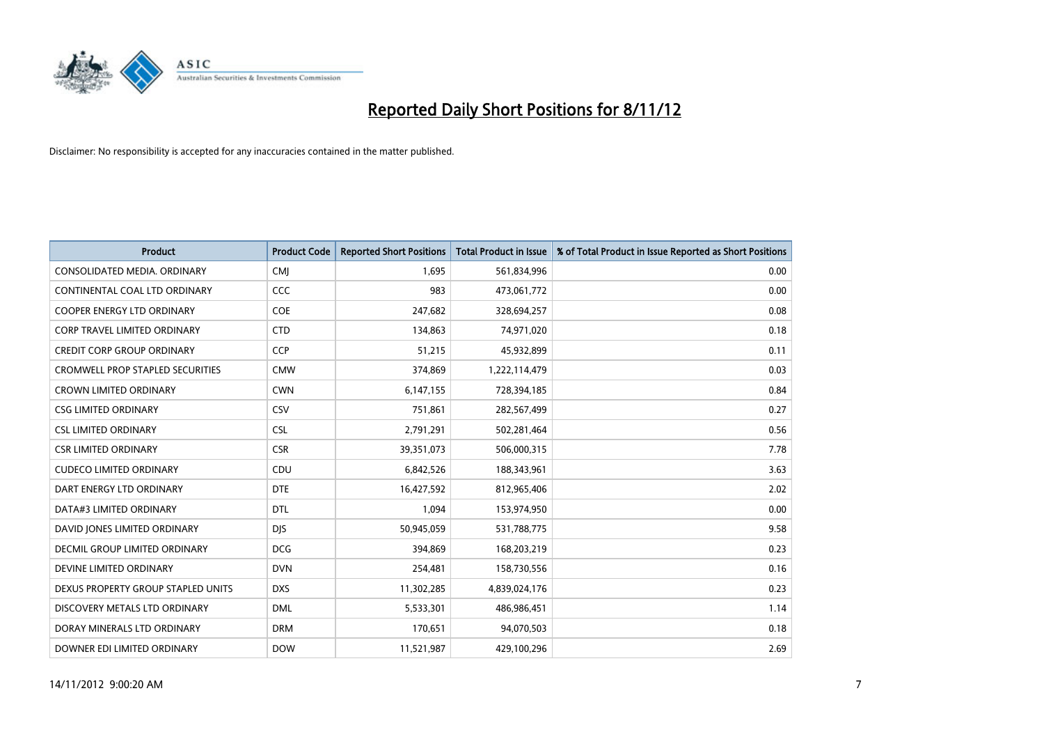# Reported Daily Short Positions for 8/11/12

Disclaimer: No responsibility is accepted for any inaccuracies contained in the matter published.

| Product | Product Code | Reported Short Positions | Total Product in Issue | % of Total Product in Issue Reported as Short Positions |
|---|---|---|---|---|
| CONSOLIDATED MEDIA. ORDINARY | CMJ | 1,695 | 561,834,996 | 0.00 |
| CONTINENTAL COAL LTD ORDINARY | CCC | 983 | 473,061,772 | 0.00 |
| COOPER ENERGY LTD ORDINARY | COE | 247,682 | 328,694,257 | 0.08 |
| CORP TRAVEL LIMITED ORDINARY | CTD | 134,863 | 74,971,020 | 0.18 |
| CREDIT CORP GROUP ORDINARY | CCP | 51,215 | 45,932,899 | 0.11 |
| CROMWELL PROP STAPLED SECURITIES | CMW | 374,869 | 1,222,114,479 | 0.03 |
| CROWN LIMITED ORDINARY | CWN | 6,147,155 | 728,394,185 | 0.84 |
| CSG LIMITED ORDINARY | CSV | 751,861 | 282,567,499 | 0.27 |
| CSL LIMITED ORDINARY | CSL | 2,791,291 | 502,281,464 | 0.56 |
| CSR LIMITED ORDINARY | CSR | 39,351,073 | 506,000,315 | 7.78 |
| CUDECO LIMITED ORDINARY | CDU | 6,842,526 | 188,343,961 | 3.63 |
| DART ENERGY LTD ORDINARY | DTE | 16,427,592 | 812,965,406 | 2.02 |
| DATA#3 LIMITED ORDINARY | DTL | 1,094 | 153,974,950 | 0.00 |
| DAVID JONES LIMITED ORDINARY | DJS | 50,945,059 | 531,788,775 | 9.58 |
| DECMIL GROUP LIMITED ORDINARY | DCG | 394,869 | 168,203,219 | 0.23 |
| DEVINE LIMITED ORDINARY | DVN | 254,481 | 158,730,556 | 0.16 |
| DEXUS PROPERTY GROUP STAPLED UNITS | DXS | 11,302,285 | 4,839,024,176 | 0.23 |
| DISCOVERY METALS LTD ORDINARY | DML | 5,533,301 | 486,986,451 | 1.14 |
| DORAY MINERALS LTD ORDINARY | DRM | 170,651 | 94,070,503 | 0.18 |
| DOWNER EDI LIMITED ORDINARY | DOW | 11,521,987 | 429,100,296 | 2.69 |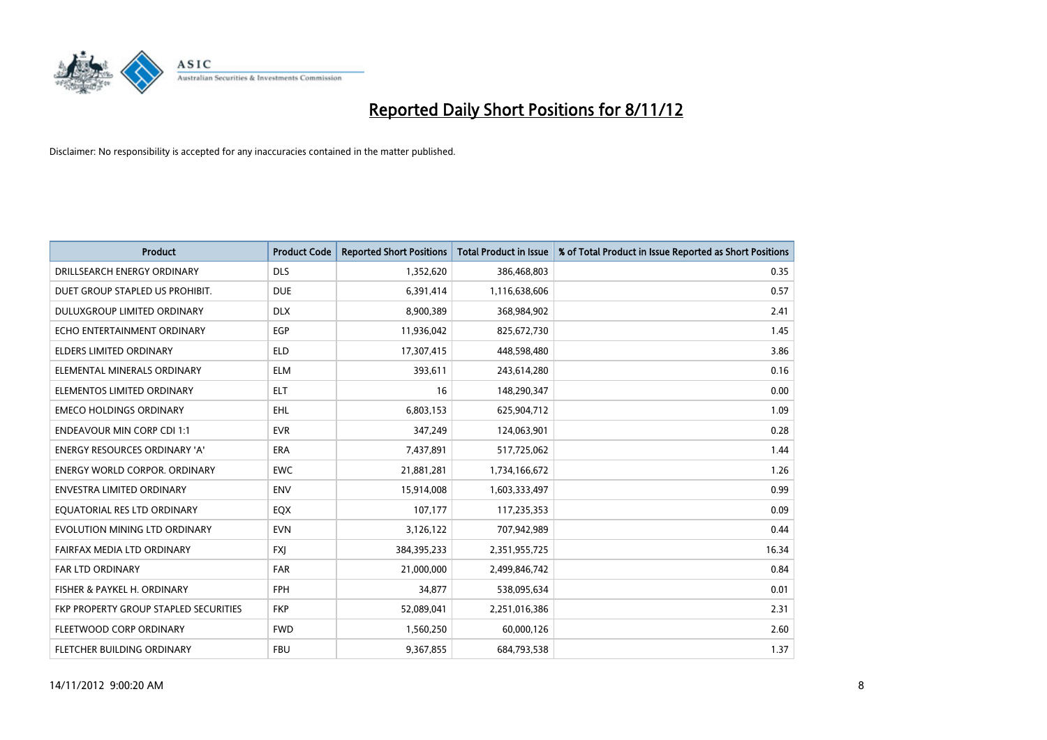# Reported Daily Short Positions for 8/11/12

Disclaimer: No responsibility is accepted for any inaccuracies contained in the matter published.

| Product | Product Code | Reported Short Positions | Total Product in Issue | % of Total Product in Issue Reported as Short Positions |
|---|---|---|---|---|
| DRILLSEARCH ENERGY ORDINARY | DLS | 1,352,620 | 386,468,803 | 0.35 |
| DUET GROUP STAPLED US PROHIBIT. | DUE | 6,391,414 | 1,116,638,606 | 0.57 |
| DULUXGROUP LIMITED ORDINARY | DLX | 8,900,389 | 368,984,902 | 2.41 |
| ECHO ENTERTAINMENT ORDINARY | EGP | 11,936,042 | 825,672,730 | 1.45 |
| ELDERS LIMITED ORDINARY | ELD | 17,307,415 | 448,598,480 | 3.86 |
| ELEMENTAL MINERALS ORDINARY | ELM | 393,611 | 243,614,280 | 0.16 |
| ELEMENTOS LIMITED ORDINARY | ELT | 16 | 148,290,347 | 0.00 |
| EMECO HOLDINGS ORDINARY | EHL | 6,803,153 | 625,904,712 | 1.09 |
| ENDEAVOUR MIN CORP CDI 1:1 | EVR | 347,249 | 124,063,901 | 0.28 |
| ENERGY RESOURCES ORDINARY 'A' | ERA | 7,437,891 | 517,725,062 | 1.44 |
| ENERGY WORLD CORPOR. ORDINARY | EWC | 21,881,281 | 1,734,166,672 | 1.26 |
| ENVESTRA LIMITED ORDINARY | ENV | 15,914,008 | 1,603,333,497 | 0.99 |
| EQUATORIAL RES LTD ORDINARY | EQX | 107,177 | 117,235,353 | 0.09 |
| EVOLUTION MINING LTD ORDINARY | EVN | 3,126,122 | 707,942,989 | 0.44 |
| FAIRFAX MEDIA LTD ORDINARY | FXJ | 384,395,233 | 2,351,955,725 | 16.34 |
| FAR LTD ORDINARY | FAR | 21,000,000 | 2,499,846,742 | 0.84 |
| FISHER & PAYKEL H. ORDINARY | FPH | 34,877 | 538,095,634 | 0.01 |
| FKP PROPERTY GROUP STAPLED SECURITIES | FKP | 52,089,041 | 2,251,016,386 | 2.31 |
| FLEETWOOD CORP ORDINARY | FWD | 1,560,250 | 60,000,126 | 2.60 |
| FLETCHER BUILDING ORDINARY | FBU | 9,367,855 | 684,793,538 | 1.37 |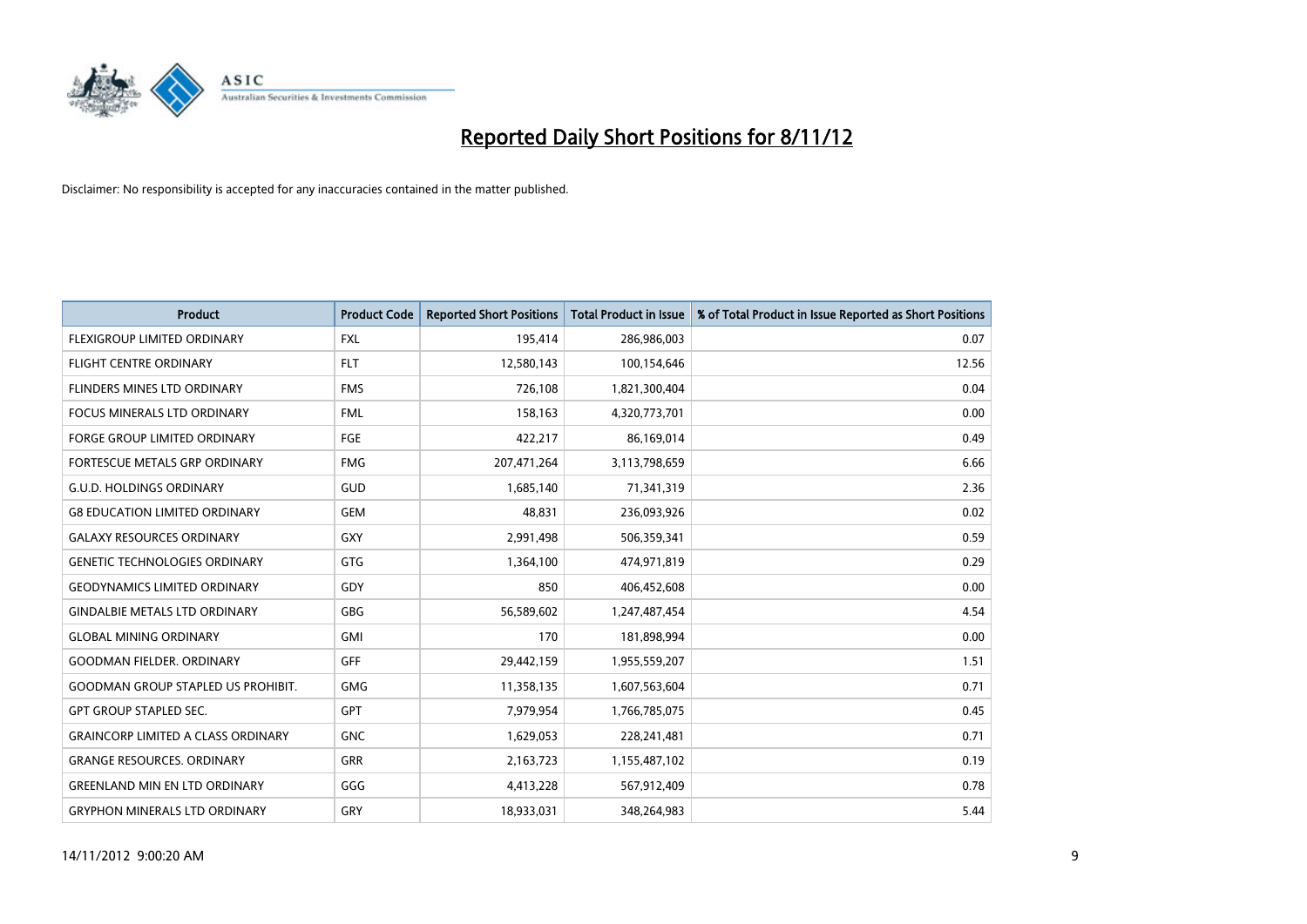# Reported Daily Short Positions for 8/11/12

Disclaimer: No responsibility is accepted for any inaccuracies contained in the matter published.

| Product | Product Code | Reported Short Positions | Total Product in Issue | % of Total Product in Issue Reported as Short Positions |
|---|---|---|---|---|
| FLEXIGROUP LIMITED ORDINARY | FXL | 195,414 | 286,986,003 | 0.07 |
| FLIGHT CENTRE ORDINARY | FLT | 12,580,143 | 100,154,646 | 12.56 |
| FLINDERS MINES LTD ORDINARY | FMS | 726,108 | 1,821,300,404 | 0.04 |
| FOCUS MINERALS LTD ORDINARY | FML | 158,163 | 4,320,773,701 | 0.00 |
| FORGE GROUP LIMITED ORDINARY | FGE | 422,217 | 86,169,014 | 0.49 |
| FORTESCUE METALS GRP ORDINARY | FMG | 207,471,264 | 3,113,798,659 | 6.66 |
| G.U.D. HOLDINGS ORDINARY | GUD | 1,685,140 | 71,341,319 | 2.36 |
| G8 EDUCATION LIMITED ORDINARY | GEM | 48,831 | 236,093,926 | 0.02 |
| GALAXY RESOURCES ORDINARY | GXY | 2,991,498 | 506,359,341 | 0.59 |
| GENETIC TECHNOLOGIES ORDINARY | GTG | 1,364,100 | 474,971,819 | 0.29 |
| GEODYNAMICS LIMITED ORDINARY | GDY | 850 | 406,452,608 | 0.00 |
| GINDALBIE METALS LTD ORDINARY | GBG | 56,589,602 | 1,247,487,454 | 4.54 |
| GLOBAL MINING ORDINARY | GMI | 170 | 181,898,994 | 0.00 |
| GOODMAN FIELDER. ORDINARY | GFF | 29,442,159 | 1,955,559,207 | 1.51 |
| GOODMAN GROUP STAPLED US PROHIBIT. | GMG | 11,358,135 | 1,607,563,604 | 0.71 |
| GPT GROUP STAPLED SEC. | GPT | 7,979,954 | 1,766,785,075 | 0.45 |
| GRAINCORP LIMITED A CLASS ORDINARY | GNC | 1,629,053 | 228,241,481 | 0.71 |
| GRANGE RESOURCES. ORDINARY | GRR | 2,163,723 | 1,155,487,102 | 0.19 |
| GREENLAND MIN EN LTD ORDINARY | GGG | 4,413,228 | 567,912,409 | 0.78 |
| GRYPHON MINERALS LTD ORDINARY | GRY | 18,933,031 | 348,264,983 | 5.44 |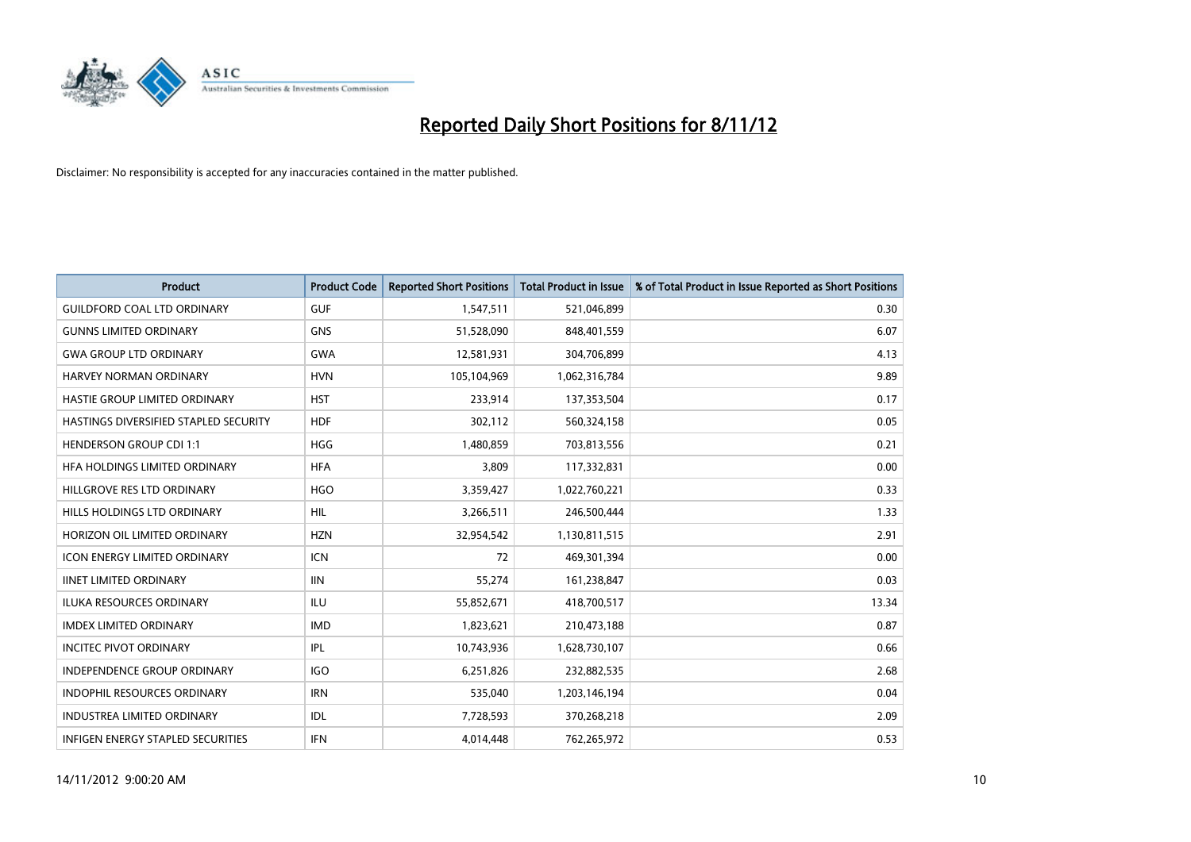# Reported Daily Short Positions for 8/11/12

Disclaimer: No responsibility is accepted for any inaccuracies contained in the matter published.

| Product | Product Code | Reported Short Positions | Total Product in Issue | % of Total Product in Issue Reported as Short Positions |
|---|---|---|---|---|
| GUILDFORD COAL LTD ORDINARY | GUF | 1,547,511 | 521,046,899 | 0.30 |
| GUNNS LIMITED ORDINARY | GNS | 51,528,090 | 848,401,559 | 6.07 |
| GWA GROUP LTD ORDINARY | GWA | 12,581,931 | 304,706,899 | 4.13 |
| HARVEY NORMAN ORDINARY | HVN | 105,104,969 | 1,062,316,784 | 9.89 |
| HASTIE GROUP LIMITED ORDINARY | HST | 233,914 | 137,353,504 | 0.17 |
| HASTINGS DIVERSIFIED STAPLED SECURITY | HDF | 302,112 | 560,324,158 | 0.05 |
| HENDERSON GROUP CDI 1:1 | HGG | 1,480,859 | 703,813,556 | 0.21 |
| HFA HOLDINGS LIMITED ORDINARY | HFA | 3,809 | 117,332,831 | 0.00 |
| HILLGROVE RES LTD ORDINARY | HGO | 3,359,427 | 1,022,760,221 | 0.33 |
| HILLS HOLDINGS LTD ORDINARY | HIL | 3,266,511 | 246,500,444 | 1.33 |
| HORIZON OIL LIMITED ORDINARY | HZN | 32,954,542 | 1,130,811,515 | 2.91 |
| ICON ENERGY LIMITED ORDINARY | ICN | 72 | 469,301,394 | 0.00 |
| IINET LIMITED ORDINARY | IIN | 55,274 | 161,238,847 | 0.03 |
| ILUKA RESOURCES ORDINARY | ILU | 55,852,671 | 418,700,517 | 13.34 |
| IMDEX LIMITED ORDINARY | IMD | 1,823,621 | 210,473,188 | 0.87 |
| INCITEC PIVOT ORDINARY | IPL | 10,743,936 | 1,628,730,107 | 0.66 |
| INDEPENDENCE GROUP ORDINARY | IGO | 6,251,826 | 232,882,535 | 2.68 |
| INDOPHIL RESOURCES ORDINARY | IRN | 535,040 | 1,203,146,194 | 0.04 |
| INDUSTREA LIMITED ORDINARY | IDL | 7,728,593 | 370,268,218 | 2.09 |
| INFIGEN ENERGY STAPLED SECURITIES | IFN | 4,014,448 | 762,265,972 | 0.53 |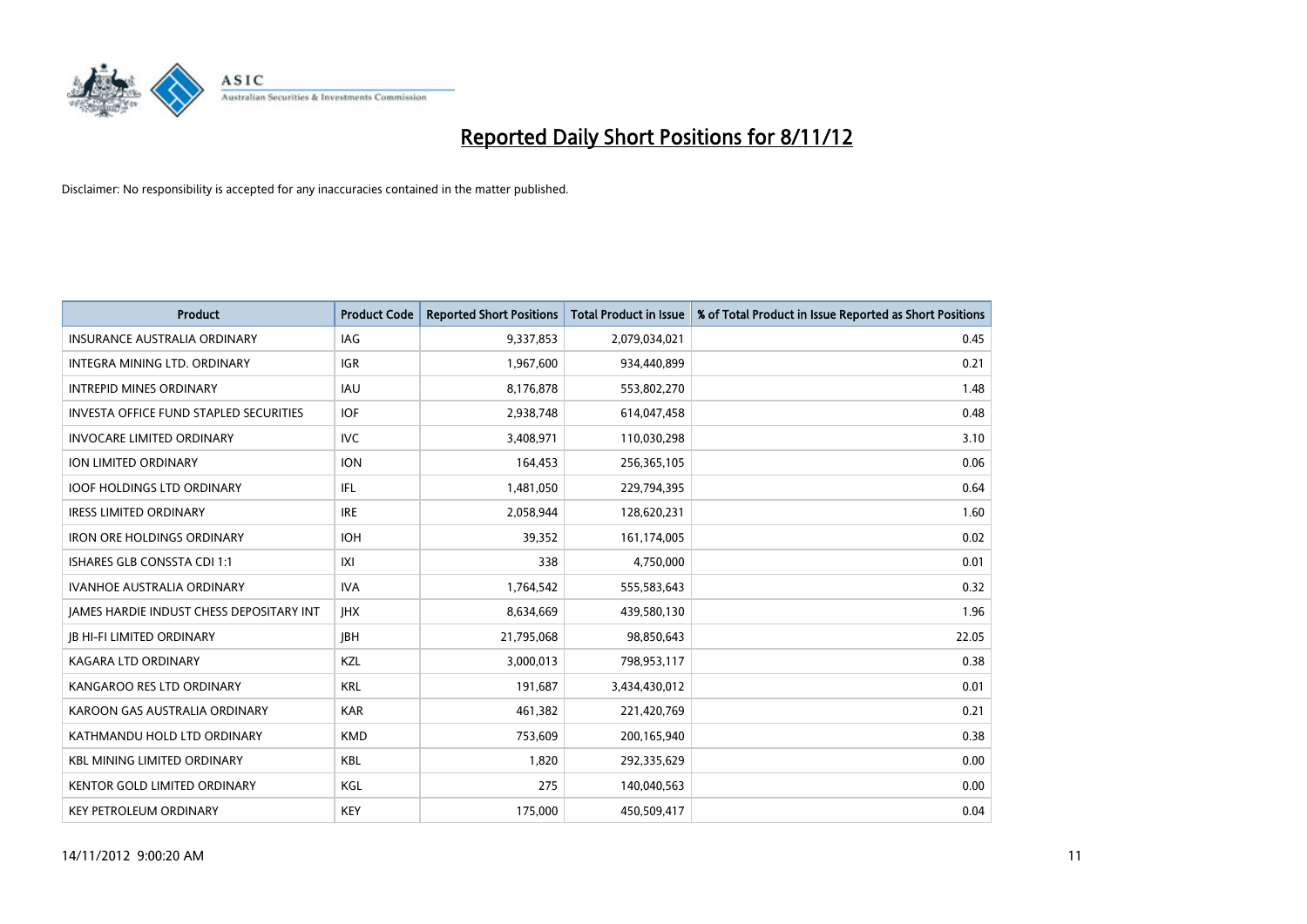# Reported Daily Short Positions for 8/11/12

Disclaimer: No responsibility is accepted for any inaccuracies contained in the matter published.

| Product | Product Code | Reported Short Positions | Total Product in Issue | % of Total Product in Issue Reported as Short Positions |
|---|---|---|---|---|
| INSURANCE AUSTRALIA ORDINARY | IAG | 9,337,853 | 2,079,034,021 | 0.45 |
| INTEGRA MINING LTD. ORDINARY | IGR | 1,967,600 | 934,440,899 | 0.21 |
| INTREPID MINES ORDINARY | IAU | 8,176,878 | 553,802,270 | 1.48 |
| INVESTA OFFICE FUND STAPLED SECURITIES | IOF | 2,938,748 | 614,047,458 | 0.48 |
| INVOCARE LIMITED ORDINARY | IVC | 3,408,971 | 110,030,298 | 3.10 |
| ION LIMITED ORDINARY | ION | 164,453 | 256,365,105 | 0.06 |
| IOOF HOLDINGS LTD ORDINARY | IFL | 1,481,050 | 229,794,395 | 0.64 |
| IRESS LIMITED ORDINARY | IRE | 2,058,944 | 128,620,231 | 1.60 |
| IRON ORE HOLDINGS ORDINARY | IOH | 39,352 | 161,174,005 | 0.02 |
| ISHARES GLB CONSSTA CDI 1:1 | IXI | 338 | 4,750,000 | 0.01 |
| IVANHOE AUSTRALIA ORDINARY | IVA | 1,764,542 | 555,583,643 | 0.32 |
| JAMES HARDIE INDUST CHESS DEPOSITARY INT | JHX | 8,634,669 | 439,580,130 | 1.96 |
| JB HI-FI LIMITED ORDINARY | JBH | 21,795,068 | 98,850,643 | 22.05 |
| KAGARA LTD ORDINARY | KZL | 3,000,013 | 798,953,117 | 0.38 |
| KANGAROO RES LTD ORDINARY | KRL | 191,687 | 3,434,430,012 | 0.01 |
| KAROON GAS AUSTRALIA ORDINARY | KAR | 461,382 | 221,420,769 | 0.21 |
| KATHMANDU HOLD LTD ORDINARY | KMD | 753,609 | 200,165,940 | 0.38 |
| KBL MINING LIMITED ORDINARY | KBL | 1,820 | 292,335,629 | 0.00 |
| KENTOR GOLD LIMITED ORDINARY | KGL | 275 | 140,040,563 | 0.00 |
| KEY PETROLEUM ORDINARY | KEY | 175,000 | 450,509,417 | 0.04 |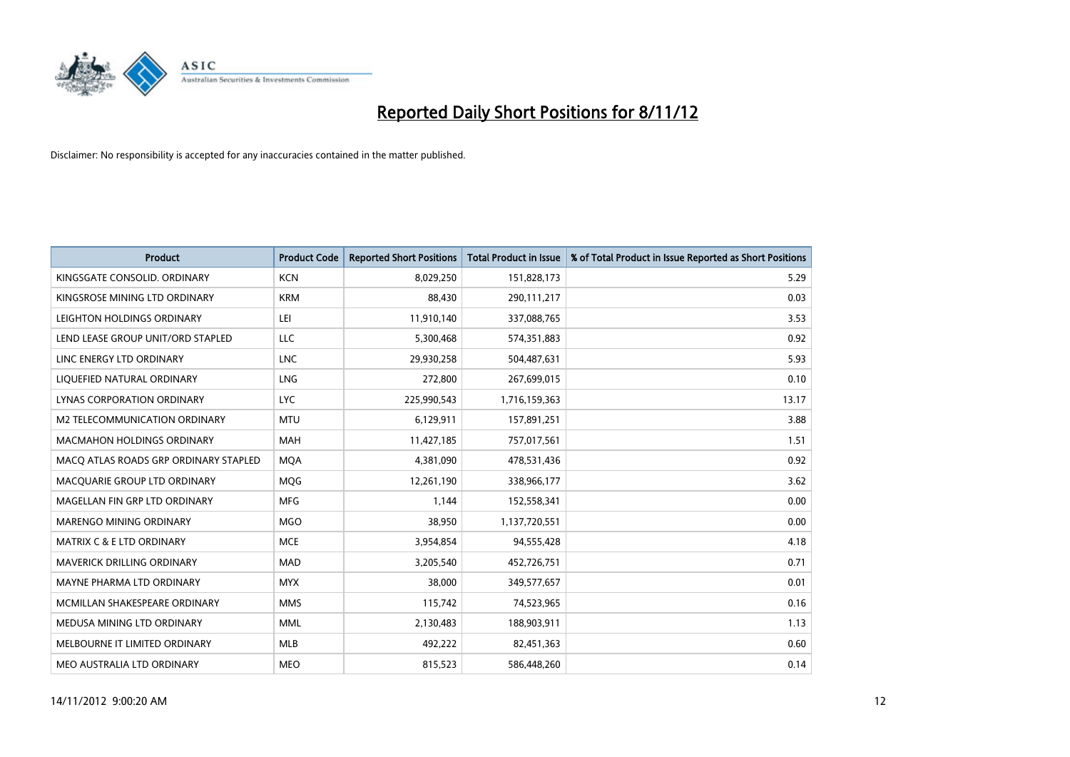# Reported Daily Short Positions for 8/11/12

Disclaimer: No responsibility is accepted for any inaccuracies contained in the matter published.

| Product | Product Code | Reported Short Positions | Total Product in Issue | % of Total Product in Issue Reported as Short Positions |
|---|---|---|---|---|
| KINGSGATE CONSOLID. ORDINARY | KCN | 8,029,250 | 151,828,173 | 5.29 |
| KINGSROSE MINING LTD ORDINARY | KRM | 88,430 | 290,111,217 | 0.03 |
| LEIGHTON HOLDINGS ORDINARY | LEI | 11,910,140 | 337,088,765 | 3.53 |
| LEND LEASE GROUP UNIT/ORD STAPLED | LLC | 5,300,468 | 574,351,883 | 0.92 |
| LINC ENERGY LTD ORDINARY | LNC | 29,930,258 | 504,487,631 | 5.93 |
| LIQUEFIED NATURAL ORDINARY | LNG | 272,800 | 267,699,015 | 0.10 |
| LYNAS CORPORATION ORDINARY | LYC | 225,990,543 | 1,716,159,363 | 13.17 |
| M2 TELECOMMUNICATION ORDINARY | MTU | 6,129,911 | 157,891,251 | 3.88 |
| MACMAHON HOLDINGS ORDINARY | MAH | 11,427,185 | 757,017,561 | 1.51 |
| MACQ ATLAS ROADS GRP ORDINARY STAPLED | MQA | 4,381,090 | 478,531,436 | 0.92 |
| MACQUARIE GROUP LTD ORDINARY | MQG | 12,261,190 | 338,966,177 | 3.62 |
| MAGELLAN FIN GRP LTD ORDINARY | MFG | 1,144 | 152,558,341 | 0.00 |
| MARENGO MINING ORDINARY | MGO | 38,950 | 1,137,720,551 | 0.00 |
| MATRIX C & E LTD ORDINARY | MCE | 3,954,854 | 94,555,428 | 4.18 |
| MAVERICK DRILLING ORDINARY | MAD | 3,205,540 | 452,726,751 | 0.71 |
| MAYNE PHARMA LTD ORDINARY | MYX | 38,000 | 349,577,657 | 0.01 |
| MCMILLAN SHAKESPEARE ORDINARY | MMS | 115,742 | 74,523,965 | 0.16 |
| MEDUSA MINING LTD ORDINARY | MML | 2,130,483 | 188,903,911 | 1.13 |
| MELBOURNE IT LIMITED ORDINARY | MLB | 492,222 | 82,451,363 | 0.60 |
| MEO AUSTRALIA LTD ORDINARY | MEO | 815,523 | 586,448,260 | 0.14 |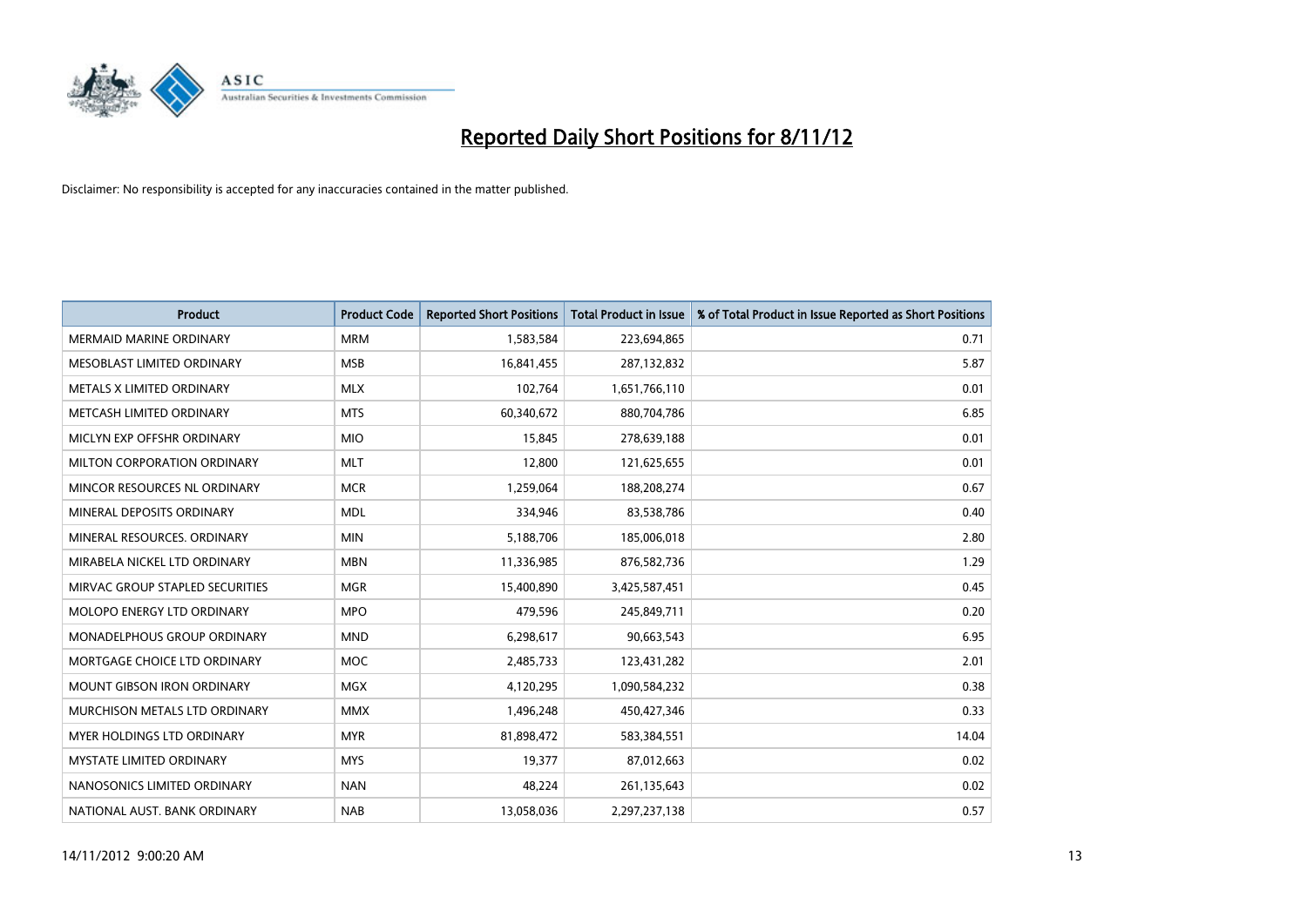# Reported Daily Short Positions for 8/11/12

Disclaimer: No responsibility is accepted for any inaccuracies contained in the matter published.

| Product | Product Code | Reported Short Positions | Total Product in Issue | % of Total Product in Issue Reported as Short Positions |
|---|---|---|---|---|
| MERMAID MARINE ORDINARY | MRM | 1,583,584 | 223,694,865 | 0.71 |
| MESOBLAST LIMITED ORDINARY | MSB | 16,841,455 | 287,132,832 | 5.87 |
| METALS X LIMITED ORDINARY | MLX | 102,764 | 1,651,766,110 | 0.01 |
| METCASH LIMITED ORDINARY | MTS | 60,340,672 | 880,704,786 | 6.85 |
| MICLYN EXP OFFSHR ORDINARY | MIO | 15,845 | 278,639,188 | 0.01 |
| MILTON CORPORATION ORDINARY | MLT | 12,800 | 121,625,655 | 0.01 |
| MINCOR RESOURCES NL ORDINARY | MCR | 1,259,064 | 188,208,274 | 0.67 |
| MINERAL DEPOSITS ORDINARY | MDL | 334,946 | 83,538,786 | 0.40 |
| MINERAL RESOURCES. ORDINARY | MIN | 5,188,706 | 185,006,018 | 2.80 |
| MIRABELA NICKEL LTD ORDINARY | MBN | 11,336,985 | 876,582,736 | 1.29 |
| MIRVAC GROUP STAPLED SECURITIES | MGR | 15,400,890 | 3,425,587,451 | 0.45 |
| MOLOPO ENERGY LTD ORDINARY | MPO | 479,596 | 245,849,711 | 0.20 |
| MONADELPHOUS GROUP ORDINARY | MND | 6,298,617 | 90,663,543 | 6.95 |
| MORTGAGE CHOICE LTD ORDINARY | MOC | 2,485,733 | 123,431,282 | 2.01 |
| MOUNT GIBSON IRON ORDINARY | MGX | 4,120,295 | 1,090,584,232 | 0.38 |
| MURCHISON METALS LTD ORDINARY | MMX | 1,496,248 | 450,427,346 | 0.33 |
| MYER HOLDINGS LTD ORDINARY | MYR | 81,898,472 | 583,384,551 | 14.04 |
| MYSTATE LIMITED ORDINARY | MYS | 19,377 | 87,012,663 | 0.02 |
| NANOSONICS LIMITED ORDINARY | NAN | 48,224 | 261,135,643 | 0.02 |
| NATIONAL AUST. BANK ORDINARY | NAB | 13,058,036 | 2,297,237,138 | 0.57 |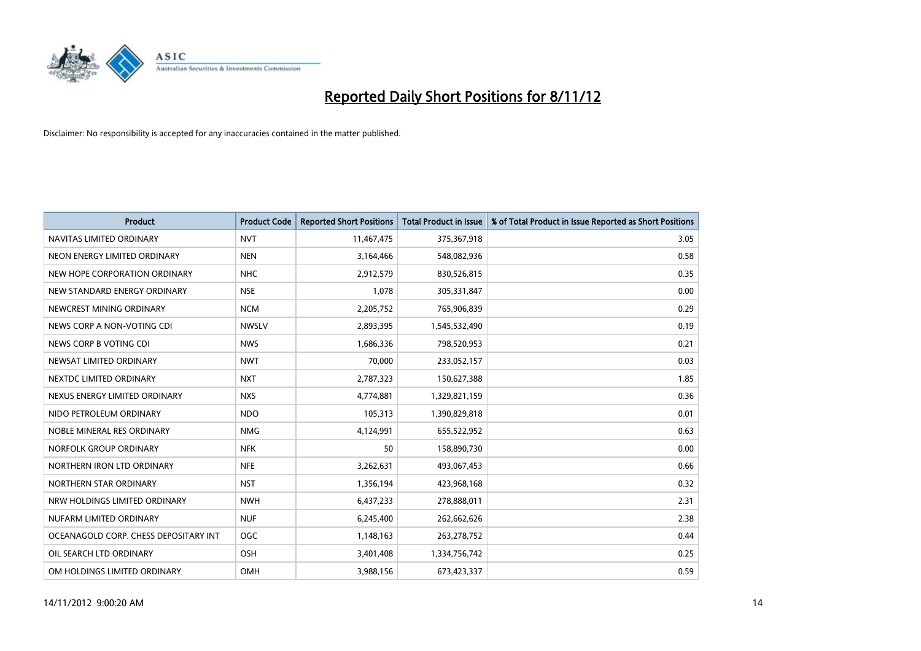# Reported Daily Short Positions for 8/11/12

Disclaimer: No responsibility is accepted for any inaccuracies contained in the matter published.

| Product | Product Code | Reported Short Positions | Total Product in Issue | % of Total Product in Issue Reported as Short Positions |
|---|---|---|---|---|
| NAVITAS LIMITED ORDINARY | NVT | 11,467,475 | 375,367,918 | 3.05 |
| NEON ENERGY LIMITED ORDINARY | NEN | 3,164,466 | 548,082,936 | 0.58 |
| NEW HOPE CORPORATION ORDINARY | NHC | 2,912,579 | 830,526,815 | 0.35 |
| NEW STANDARD ENERGY ORDINARY | NSE | 1,078 | 305,331,847 | 0.00 |
| NEWCREST MINING ORDINARY | NCM | 2,205,752 | 765,906,839 | 0.29 |
| NEWS CORP A NON-VOTING CDI | NWSLV | 2,893,395 | 1,545,532,490 | 0.19 |
| NEWS CORP B VOTING CDI | NWS | 1,686,336 | 798,520,953 | 0.21 |
| NEWSAT LIMITED ORDINARY | NWT | 70,000 | 233,052,157 | 0.03 |
| NEXTDC LIMITED ORDINARY | NXT | 2,787,323 | 150,627,388 | 1.85 |
| NEXUS ENERGY LIMITED ORDINARY | NXS | 4,774,881 | 1,329,821,159 | 0.36 |
| NIDO PETROLEUM ORDINARY | NDO | 105,313 | 1,390,829,818 | 0.01 |
| NOBLE MINERAL RES ORDINARY | NMG | 4,124,991 | 655,522,952 | 0.63 |
| NORFOLK GROUP ORDINARY | NFK | 50 | 158,890,730 | 0.00 |
| NORTHERN IRON LTD ORDINARY | NFE | 3,262,631 | 493,067,453 | 0.66 |
| NORTHERN STAR ORDINARY | NST | 1,356,194 | 423,968,168 | 0.32 |
| NRW HOLDINGS LIMITED ORDINARY | NWH | 6,437,233 | 278,888,011 | 2.31 |
| NUFARM LIMITED ORDINARY | NUF | 6,245,400 | 262,662,626 | 2.38 |
| OCEANAGOLD CORP. CHESS DEPOSITARY INT | OGC | 1,148,163 | 263,278,752 | 0.44 |
| OIL SEARCH LTD ORDINARY | OSH | 3,401,408 | 1,334,756,742 | 0.25 |
| OM HOLDINGS LIMITED ORDINARY | OMH | 3,988,156 | 673,423,337 | 0.59 |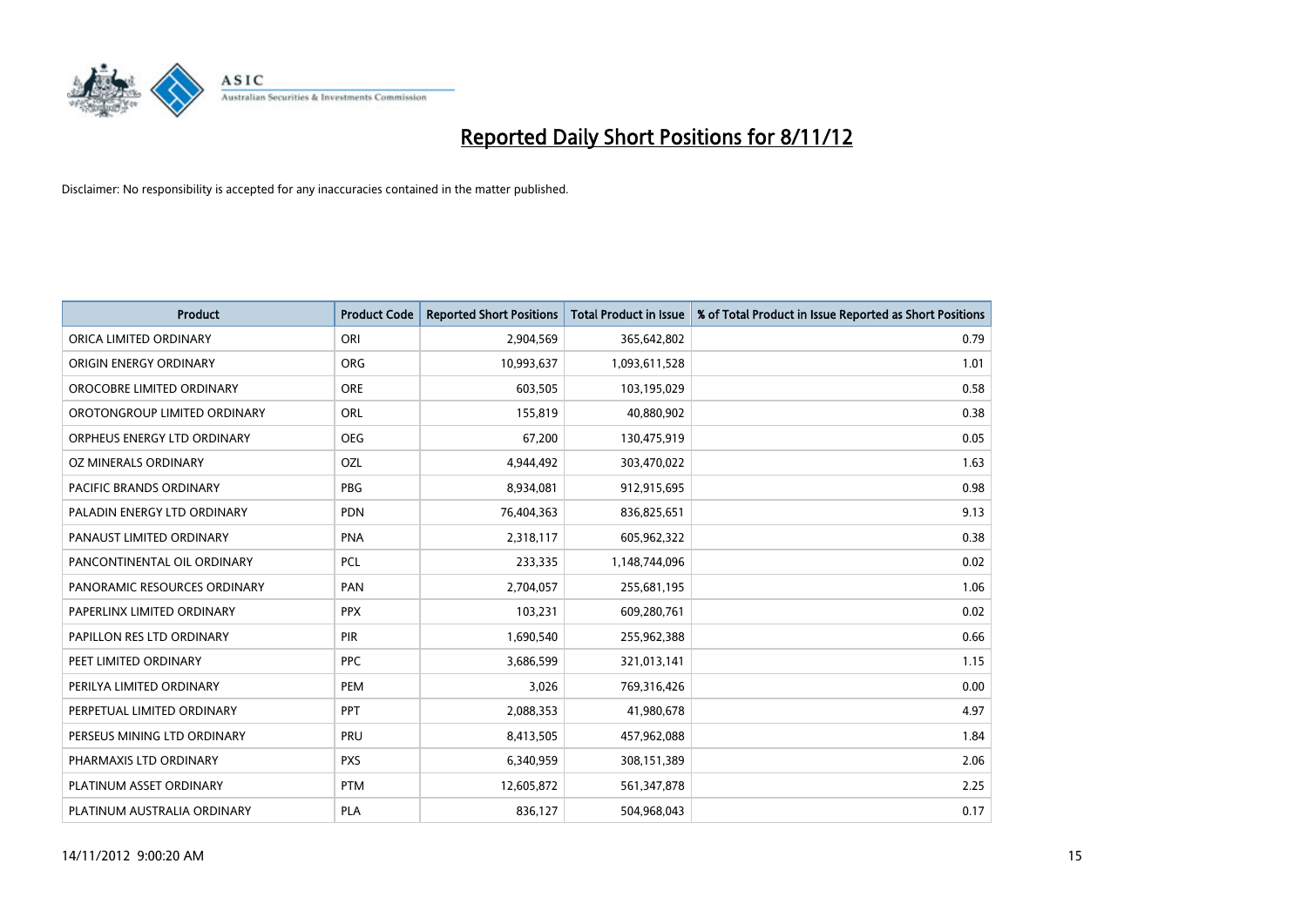# Reported Daily Short Positions for 8/11/12

Disclaimer: No responsibility is accepted for any inaccuracies contained in the matter published.

| Product | Product Code | Reported Short Positions | Total Product in Issue | % of Total Product in Issue Reported as Short Positions |
|---|---|---|---|---|
| ORICA LIMITED ORDINARY | ORI | 2,904,569 | 365,642,802 | 0.79 |
| ORIGIN ENERGY ORDINARY | ORG | 10,993,637 | 1,093,611,528 | 1.01 |
| OROCOBRE LIMITED ORDINARY | ORE | 603,505 | 103,195,029 | 0.58 |
| OROTONGROUP LIMITED ORDINARY | ORL | 155,819 | 40,880,902 | 0.38 |
| ORPHEUS ENERGY LTD ORDINARY | OEG | 67,200 | 130,475,919 | 0.05 |
| OZ MINERALS ORDINARY | OZL | 4,944,492 | 303,470,022 | 1.63 |
| PACIFIC BRANDS ORDINARY | PBG | 8,934,081 | 912,915,695 | 0.98 |
| PALADIN ENERGY LTD ORDINARY | PDN | 76,404,363 | 836,825,651 | 9.13 |
| PANAUST LIMITED ORDINARY | PNA | 2,318,117 | 605,962,322 | 0.38 |
| PANCONTINENTAL OIL ORDINARY | PCL | 233,335 | 1,148,744,096 | 0.02 |
| PANORAMIC RESOURCES ORDINARY | PAN | 2,704,057 | 255,681,195 | 1.06 |
| PAPERLINX LIMITED ORDINARY | PPX | 103,231 | 609,280,761 | 0.02 |
| PAPILLON RES LTD ORDINARY | PIR | 1,690,540 | 255,962,388 | 0.66 |
| PEET LIMITED ORDINARY | PPC | 3,686,599 | 321,013,141 | 1.15 |
| PERILYA LIMITED ORDINARY | PEM | 3,026 | 769,316,426 | 0.00 |
| PERPETUAL LIMITED ORDINARY | PPT | 2,088,353 | 41,980,678 | 4.97 |
| PERSEUS MINING LTD ORDINARY | PRU | 8,413,505 | 457,962,088 | 1.84 |
| PHARMAXIS LTD ORDINARY | PXS | 6,340,959 | 308,151,389 | 2.06 |
| PLATINUM ASSET ORDINARY | PTM | 12,605,872 | 561,347,878 | 2.25 |
| PLATINUM AUSTRALIA ORDINARY | PLA | 836,127 | 504,968,043 | 0.17 |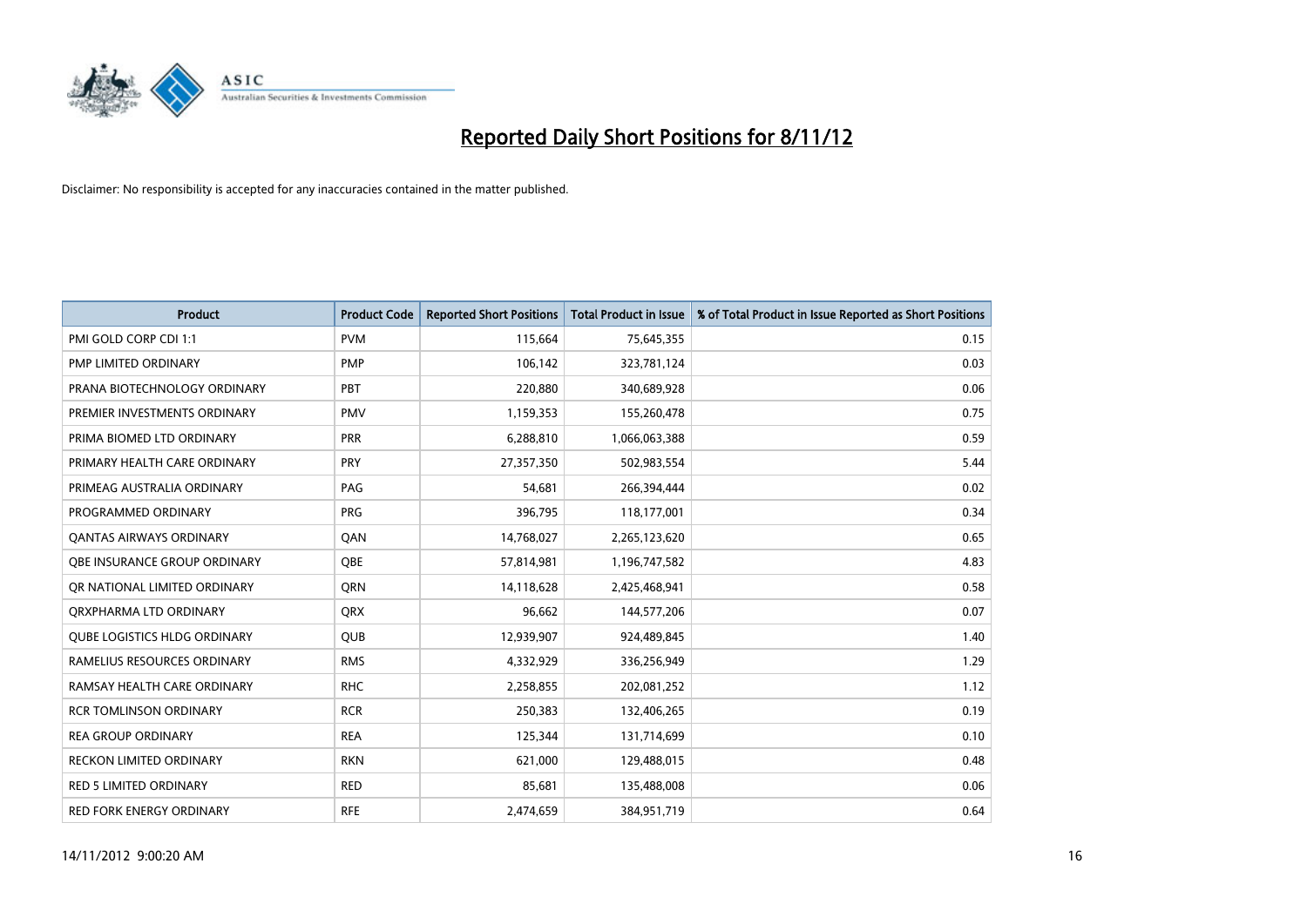# Reported Daily Short Positions for 8/11/12

Disclaimer: No responsibility is accepted for any inaccuracies contained in the matter published.

| Product | Product Code | Reported Short Positions | Total Product in Issue | % of Total Product in Issue Reported as Short Positions |
|---|---|---|---|---|
| PMI GOLD CORP CDI 1:1 | PVM | 115,664 | 75,645,355 | 0.15 |
| PMP LIMITED ORDINARY | PMP | 106,142 | 323,781,124 | 0.03 |
| PRANA BIOTECHNOLOGY ORDINARY | PBT | 220,880 | 340,689,928 | 0.06 |
| PREMIER INVESTMENTS ORDINARY | PMV | 1,159,353 | 155,260,478 | 0.75 |
| PRIMA BIOMED LTD ORDINARY | PRR | 6,288,810 | 1,066,063,388 | 0.59 |
| PRIMARY HEALTH CARE ORDINARY | PRY | 27,357,350 | 502,983,554 | 5.44 |
| PRIMEAG AUSTRALIA ORDINARY | PAG | 54,681 | 266,394,444 | 0.02 |
| PROGRAMMED ORDINARY | PRG | 396,795 | 118,177,001 | 0.34 |
| QANTAS AIRWAYS ORDINARY | QAN | 14,768,027 | 2,265,123,620 | 0.65 |
| QBE INSURANCE GROUP ORDINARY | QBE | 57,814,981 | 1,196,747,582 | 4.83 |
| QR NATIONAL LIMITED ORDINARY | QRN | 14,118,628 | 2,425,468,941 | 0.58 |
| QRXPHARMA LTD ORDINARY | QRX | 96,662 | 144,577,206 | 0.07 |
| QUBE LOGISTICS HLDG ORDINARY | QUB | 12,939,907 | 924,489,845 | 1.40 |
| RAMELIUS RESOURCES ORDINARY | RMS | 4,332,929 | 336,256,949 | 1.29 |
| RAMSAY HEALTH CARE ORDINARY | RHC | 2,258,855 | 202,081,252 | 1.12 |
| RCR TOMLINSON ORDINARY | RCR | 250,383 | 132,406,265 | 0.19 |
| REA GROUP ORDINARY | REA | 125,344 | 131,714,699 | 0.10 |
| RECKON LIMITED ORDINARY | RKN | 621,000 | 129,488,015 | 0.48 |
| RED 5 LIMITED ORDINARY | RED | 85,681 | 135,488,008 | 0.06 |
| RED FORK ENERGY ORDINARY | RFE | 2,474,659 | 384,951,719 | 0.64 |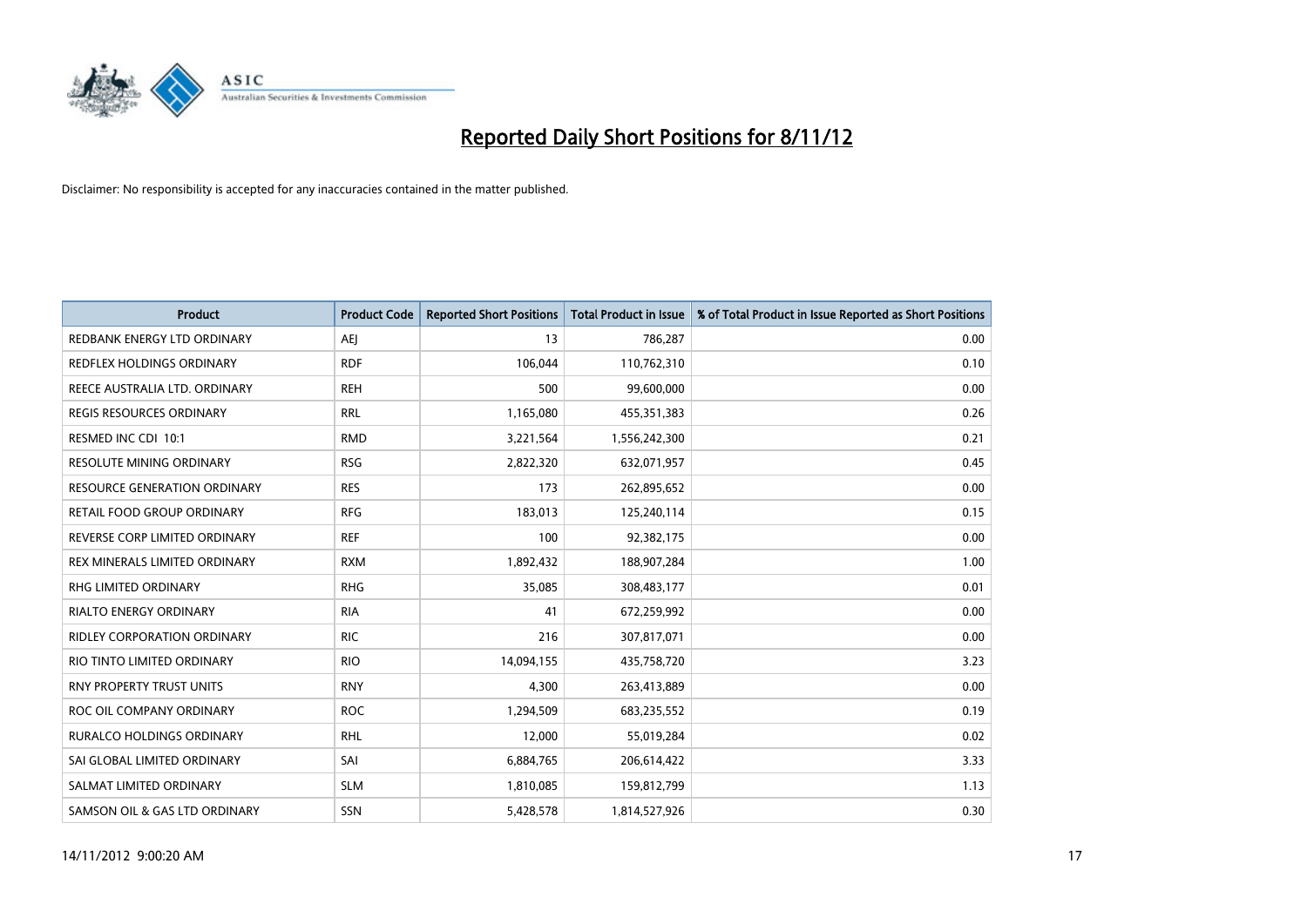# Reported Daily Short Positions for 8/11/12

Disclaimer: No responsibility is accepted for any inaccuracies contained in the matter published.

| Product | Product Code | Reported Short Positions | Total Product in Issue | % of Total Product in Issue Reported as Short Positions |
|---|---|---|---|---|
| REDBANK ENERGY LTD ORDINARY | AEJ | 13 | 786,287 | 0.00 |
| REDFLEX HOLDINGS ORDINARY | RDF | 106,044 | 110,762,310 | 0.10 |
| REECE AUSTRALIA LTD. ORDINARY | REH | 500 | 99,600,000 | 0.00 |
| REGIS RESOURCES ORDINARY | RRL | 1,165,080 | 455,351,383 | 0.26 |
| RESMED INC CDI 10:1 | RMD | 3,221,564 | 1,556,242,300 | 0.21 |
| RESOLUTE MINING ORDINARY | RSG | 2,822,320 | 632,071,957 | 0.45 |
| RESOURCE GENERATION ORDINARY | RES | 173 | 262,895,652 | 0.00 |
| RETAIL FOOD GROUP ORDINARY | RFG | 183,013 | 125,240,114 | 0.15 |
| REVERSE CORP LIMITED ORDINARY | REF | 100 | 92,382,175 | 0.00 |
| REX MINERALS LIMITED ORDINARY | RXM | 1,892,432 | 188,907,284 | 1.00 |
| RHG LIMITED ORDINARY | RHG | 35,085 | 308,483,177 | 0.01 |
| RIALTO ENERGY ORDINARY | RIA | 41 | 672,259,992 | 0.00 |
| RIDLEY CORPORATION ORDINARY | RIC | 216 | 307,817,071 | 0.00 |
| RIO TINTO LIMITED ORDINARY | RIO | 14,094,155 | 435,758,720 | 3.23 |
| RNY PROPERTY TRUST UNITS | RNY | 4,300 | 263,413,889 | 0.00 |
| ROC OIL COMPANY ORDINARY | ROC | 1,294,509 | 683,235,552 | 0.19 |
| RURALCO HOLDINGS ORDINARY | RHL | 12,000 | 55,019,284 | 0.02 |
| SAI GLOBAL LIMITED ORDINARY | SAI | 6,884,765 | 206,614,422 | 3.33 |
| SALMAT LIMITED ORDINARY | SLM | 1,810,085 | 159,812,799 | 1.13 |
| SAMSON OIL & GAS LTD ORDINARY | SSN | 5,428,578 | 1,814,527,926 | 0.30 |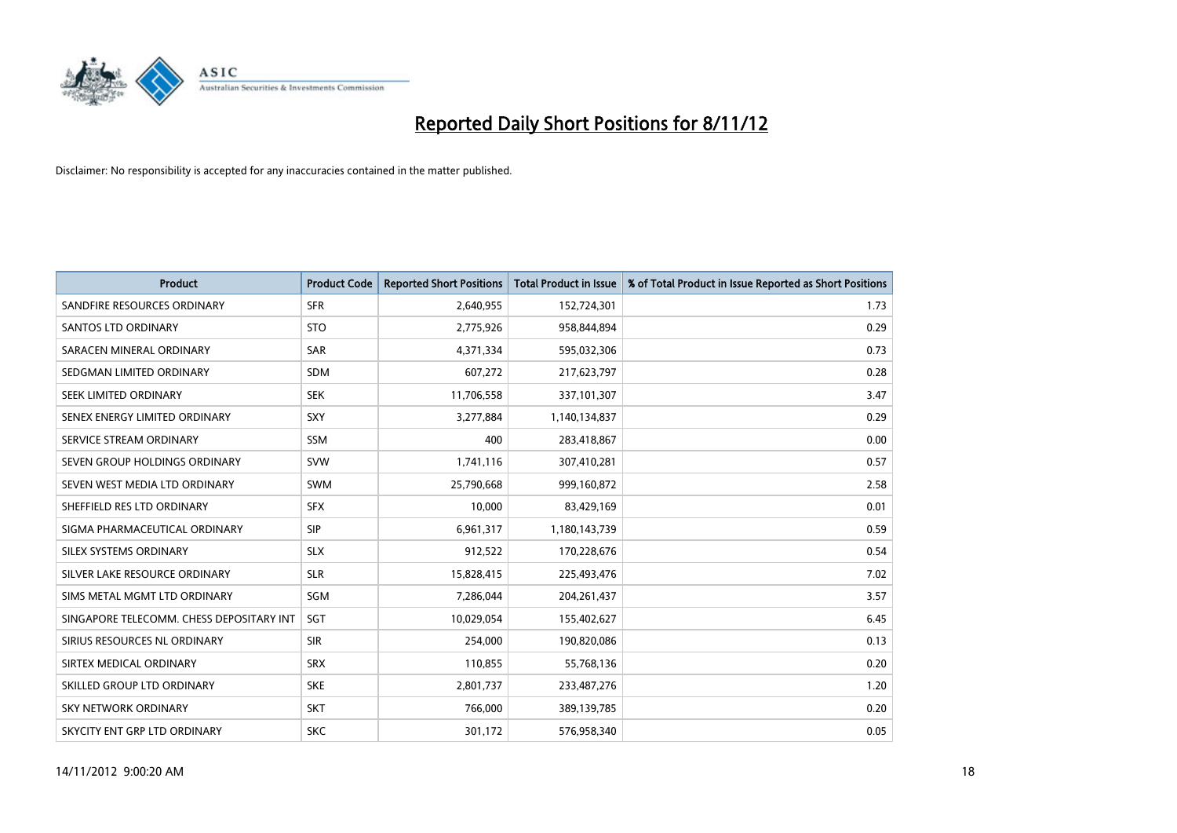# Reported Daily Short Positions for 8/11/12

Disclaimer: No responsibility is accepted for any inaccuracies contained in the matter published.

| Product | Product Code | Reported Short Positions | Total Product in Issue | % of Total Product in Issue Reported as Short Positions |
|---|---|---|---|---|
| SANDFIRE RESOURCES ORDINARY | SFR | 2,640,955 | 152,724,301 | 1.73 |
| SANTOS LTD ORDINARY | STO | 2,775,926 | 958,844,894 | 0.29 |
| SARACEN MINERAL ORDINARY | SAR | 4,371,334 | 595,032,306 | 0.73 |
| SEDGMAN LIMITED ORDINARY | SDM | 607,272 | 217,623,797 | 0.28 |
| SEEK LIMITED ORDINARY | SEK | 11,706,558 | 337,101,307 | 3.47 |
| SENEX ENERGY LIMITED ORDINARY | SXY | 3,277,884 | 1,140,134,837 | 0.29 |
| SERVICE STREAM ORDINARY | SSM | 400 | 283,418,867 | 0.00 |
| SEVEN GROUP HOLDINGS ORDINARY | SVW | 1,741,116 | 307,410,281 | 0.57 |
| SEVEN WEST MEDIA LTD ORDINARY | SWM | 25,790,668 | 999,160,872 | 2.58 |
| SHEFFIELD RES LTD ORDINARY | SFX | 10,000 | 83,429,169 | 0.01 |
| SIGMA PHARMACEUTICAL ORDINARY | SIP | 6,961,317 | 1,180,143,739 | 0.59 |
| SILEX SYSTEMS ORDINARY | SLX | 912,522 | 170,228,676 | 0.54 |
| SILVER LAKE RESOURCE ORDINARY | SLR | 15,828,415 | 225,493,476 | 7.02 |
| SIMS METAL MGMT LTD ORDINARY | SGM | 7,286,044 | 204,261,437 | 3.57 |
| SINGAPORE TELECOMM. CHESS DEPOSITARY INT | SGT | 10,029,054 | 155,402,627 | 6.45 |
| SIRIUS RESOURCES NL ORDINARY | SIR | 254,000 | 190,820,086 | 0.13 |
| SIRTEX MEDICAL ORDINARY | SRX | 110,855 | 55,768,136 | 0.20 |
| SKILLED GROUP LTD ORDINARY | SKE | 2,801,737 | 233,487,276 | 1.20 |
| SKY NETWORK ORDINARY | SKT | 766,000 | 389,139,785 | 0.20 |
| SKYCITY ENT GRP LTD ORDINARY | SKC | 301,172 | 576,958,340 | 0.05 |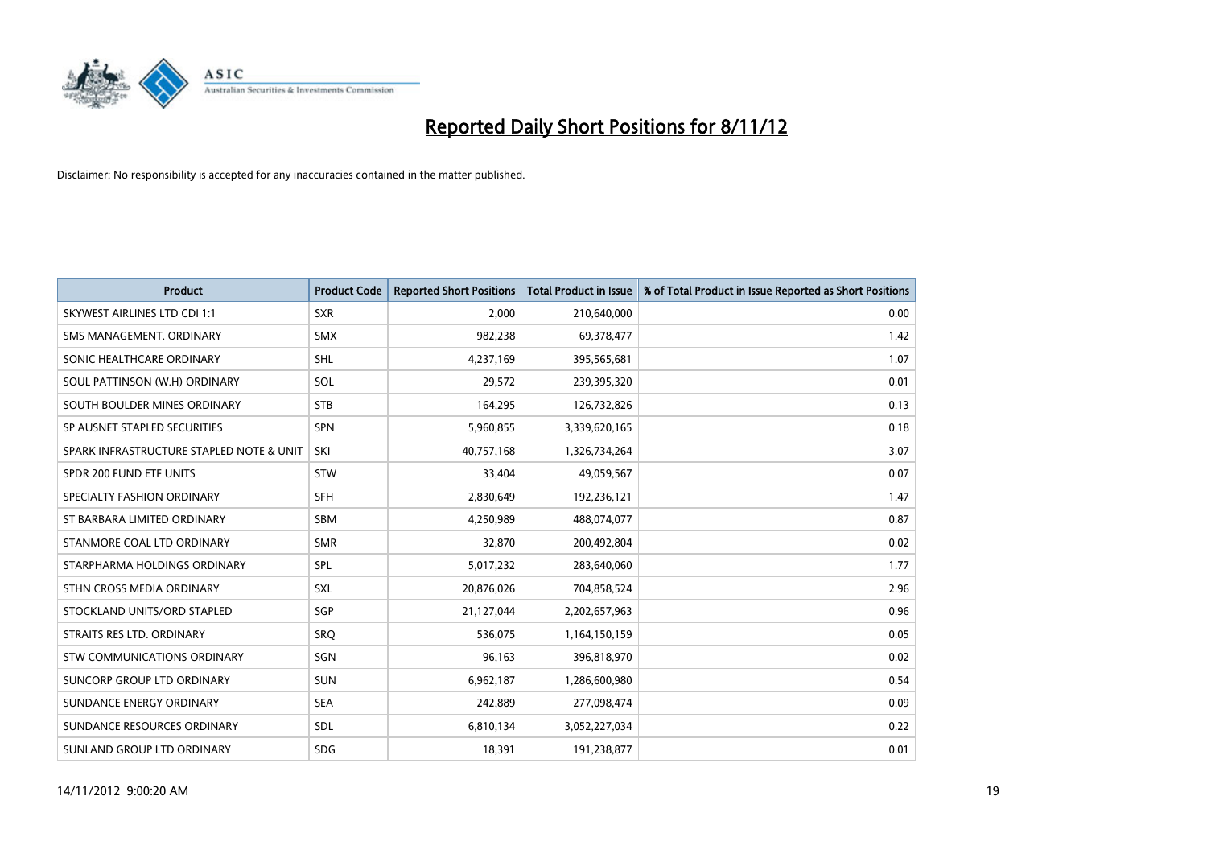# Reported Daily Short Positions for 8/11/12

Disclaimer: No responsibility is accepted for any inaccuracies contained in the matter published.

| Product | Product Code | Reported Short Positions | Total Product in Issue | % of Total Product in Issue Reported as Short Positions |
|---|---|---|---|---|
| SKYWEST AIRLINES LTD CDI 1:1 | SXR | 2,000 | 210,640,000 | 0.00 |
| SMS MANAGEMENT. ORDINARY | SMX | 982,238 | 69,378,477 | 1.42 |
| SONIC HEALTHCARE ORDINARY | SHL | 4,237,169 | 395,565,681 | 1.07 |
| SOUL PATTINSON (W.H) ORDINARY | SOL | 29,572 | 239,395,320 | 0.01 |
| SOUTH BOULDER MINES ORDINARY | STB | 164,295 | 126,732,826 | 0.13 |
| SP AUSNET STAPLED SECURITIES | SPN | 5,960,855 | 3,339,620,165 | 0.18 |
| SPARK INFRASTRUCTURE STAPLED NOTE & UNIT | SKI | 40,757,168 | 1,326,734,264 | 3.07 |
| SPDR 200 FUND ETF UNITS | STW | 33,404 | 49,059,567 | 0.07 |
| SPECIALTY FASHION ORDINARY | SFH | 2,830,649 | 192,236,121 | 1.47 |
| ST BARBARA LIMITED ORDINARY | SBM | 4,250,989 | 488,074,077 | 0.87 |
| STANMORE COAL LTD ORDINARY | SMR | 32,870 | 200,492,804 | 0.02 |
| STARPHARMA HOLDINGS ORDINARY | SPL | 5,017,232 | 283,640,060 | 1.77 |
| STHN CROSS MEDIA ORDINARY | SXL | 20,876,026 | 704,858,524 | 2.96 |
| STOCKLAND UNITS/ORD STAPLED | SGP | 21,127,044 | 2,202,657,963 | 0.96 |
| STRAITS RES LTD. ORDINARY | SRQ | 536,075 | 1,164,150,159 | 0.05 |
| STW COMMUNICATIONS ORDINARY | SGN | 96,163 | 396,818,970 | 0.02 |
| SUNCORP GROUP LTD ORDINARY | SUN | 6,962,187 | 1,286,600,980 | 0.54 |
| SUNDANCE ENERGY ORDINARY | SEA | 242,889 | 277,098,474 | 0.09 |
| SUNDANCE RESOURCES ORDINARY | SDL | 6,810,134 | 3,052,227,034 | 0.22 |
| SUNLAND GROUP LTD ORDINARY | SDG | 18,391 | 191,238,877 | 0.01 |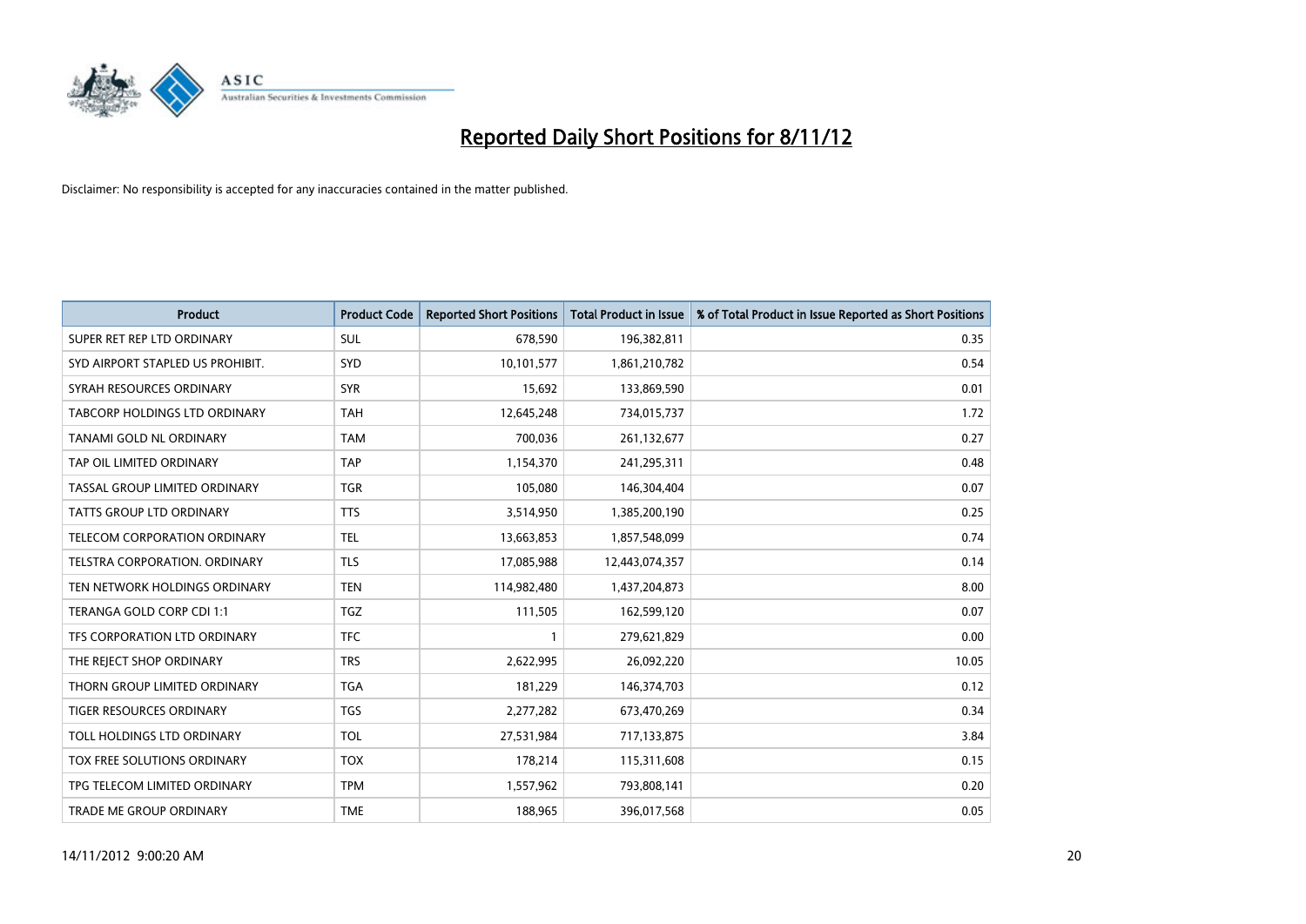# Reported Daily Short Positions for 8/11/12

Disclaimer: No responsibility is accepted for any inaccuracies contained in the matter published.

| Product | Product Code | Reported Short Positions | Total Product in Issue | % of Total Product in Issue Reported as Short Positions |
|---|---|---|---|---|
| SUPER RET REP LTD ORDINARY | SUL | 678,590 | 196,382,811 | 0.35 |
| SYD AIRPORT STAPLED US PROHIBIT. | SYD | 10,101,577 | 1,861,210,782 | 0.54 |
| SYRAH RESOURCES ORDINARY | SYR | 15,692 | 133,869,590 | 0.01 |
| TABCORP HOLDINGS LTD ORDINARY | TAH | 12,645,248 | 734,015,737 | 1.72 |
| TANAMI GOLD NL ORDINARY | TAM | 700,036 | 261,132,677 | 0.27 |
| TAP OIL LIMITED ORDINARY | TAP | 1,154,370 | 241,295,311 | 0.48 |
| TASSAL GROUP LIMITED ORDINARY | TGR | 105,080 | 146,304,404 | 0.07 |
| TATTS GROUP LTD ORDINARY | TTS | 3,514,950 | 1,385,200,190 | 0.25 |
| TELECOM CORPORATION ORDINARY | TEL | 13,663,853 | 1,857,548,099 | 0.74 |
| TELSTRA CORPORATION. ORDINARY | TLS | 17,085,988 | 12,443,074,357 | 0.14 |
| TEN NETWORK HOLDINGS ORDINARY | TEN | 114,982,480 | 1,437,204,873 | 8.00 |
| TERANGA GOLD CORP CDI 1:1 | TGZ | 111,505 | 162,599,120 | 0.07 |
| TFS CORPORATION LTD ORDINARY | TFC | 1 | 279,621,829 | 0.00 |
| THE REJECT SHOP ORDINARY | TRS | 2,622,995 | 26,092,220 | 10.05 |
| THORN GROUP LIMITED ORDINARY | TGA | 181,229 | 146,374,703 | 0.12 |
| TIGER RESOURCES ORDINARY | TGS | 2,277,282 | 673,470,269 | 0.34 |
| TOLL HOLDINGS LTD ORDINARY | TOL | 27,531,984 | 717,133,875 | 3.84 |
| TOX FREE SOLUTIONS ORDINARY | TOX | 178,214 | 115,311,608 | 0.15 |
| TPG TELECOM LIMITED ORDINARY | TPM | 1,557,962 | 793,808,141 | 0.20 |
| TRADE ME GROUP ORDINARY | TME | 188,965 | 396,017,568 | 0.05 |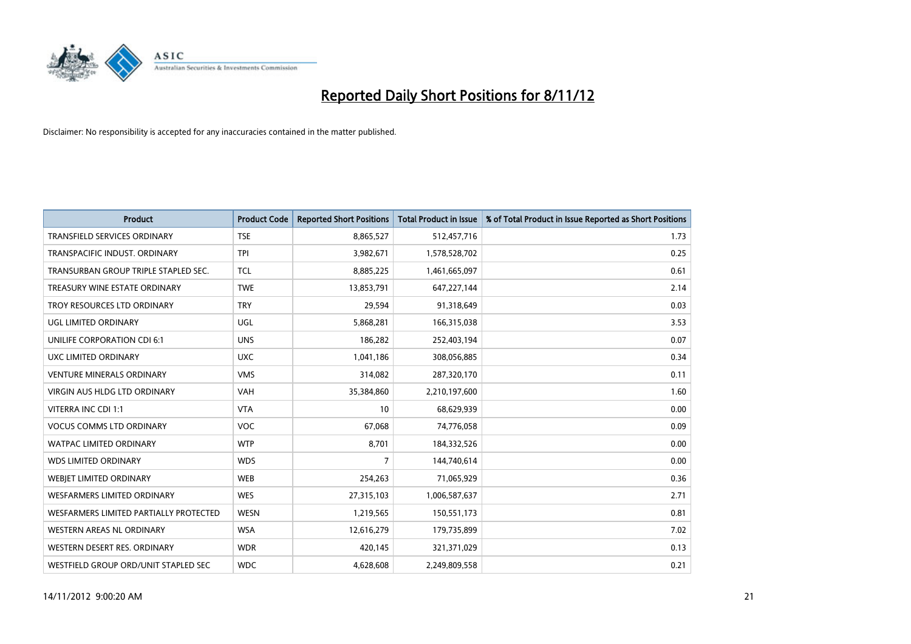# Reported Daily Short Positions for 8/11/12

Disclaimer: No responsibility is accepted for any inaccuracies contained in the matter published.

| Product | Product Code | Reported Short Positions | Total Product in Issue | % of Total Product in Issue Reported as Short Positions |
|---|---|---|---|---|
| TRANSFIELD SERVICES ORDINARY | TSE | 8,865,527 | 512,457,716 | 1.73 |
| TRANSPACIFIC INDUST. ORDINARY | TPI | 3,982,671 | 1,578,528,702 | 0.25 |
| TRANSURBAN GROUP TRIPLE STAPLED SEC. | TCL | 8,885,225 | 1,461,665,097 | 0.61 |
| TREASURY WINE ESTATE ORDINARY | TWE | 13,853,791 | 647,227,144 | 2.14 |
| TROY RESOURCES LTD ORDINARY | TRY | 29,594 | 91,318,649 | 0.03 |
| UGL LIMITED ORDINARY | UGL | 5,868,281 | 166,315,038 | 3.53 |
| UNILIFE CORPORATION CDI 6:1 | UNS | 186,282 | 252,403,194 | 0.07 |
| UXC LIMITED ORDINARY | UXC | 1,041,186 | 308,056,885 | 0.34 |
| VENTURE MINERALS ORDINARY | VMS | 314,082 | 287,320,170 | 0.11 |
| VIRGIN AUS HLDG LTD ORDINARY | VAH | 35,384,860 | 2,210,197,600 | 1.60 |
| VITERRA INC CDI 1:1 | VTA | 10 | 68,629,939 | 0.00 |
| VOCUS COMMS LTD ORDINARY | VOC | 67,068 | 74,776,058 | 0.09 |
| WATPAC LIMITED ORDINARY | WTP | 8,701 | 184,332,526 | 0.00 |
| WDS LIMITED ORDINARY | WDS | 7 | 144,740,614 | 0.00 |
| WEBJET LIMITED ORDINARY | WEB | 254,263 | 71,065,929 | 0.36 |
| WESFARMERS LIMITED ORDINARY | WES | 27,315,103 | 1,006,587,637 | 2.71 |
| WESFARMERS LIMITED PARTIALLY PROTECTED | WESN | 1,219,565 | 150,551,173 | 0.81 |
| WESTERN AREAS NL ORDINARY | WSA | 12,616,279 | 179,735,899 | 7.02 |
| WESTERN DESERT RES. ORDINARY | WDR | 420,145 | 321,371,029 | 0.13 |
| WESTFIELD GROUP ORD/UNIT STAPLED SEC | WDC | 4,628,608 | 2,249,809,558 | 0.21 |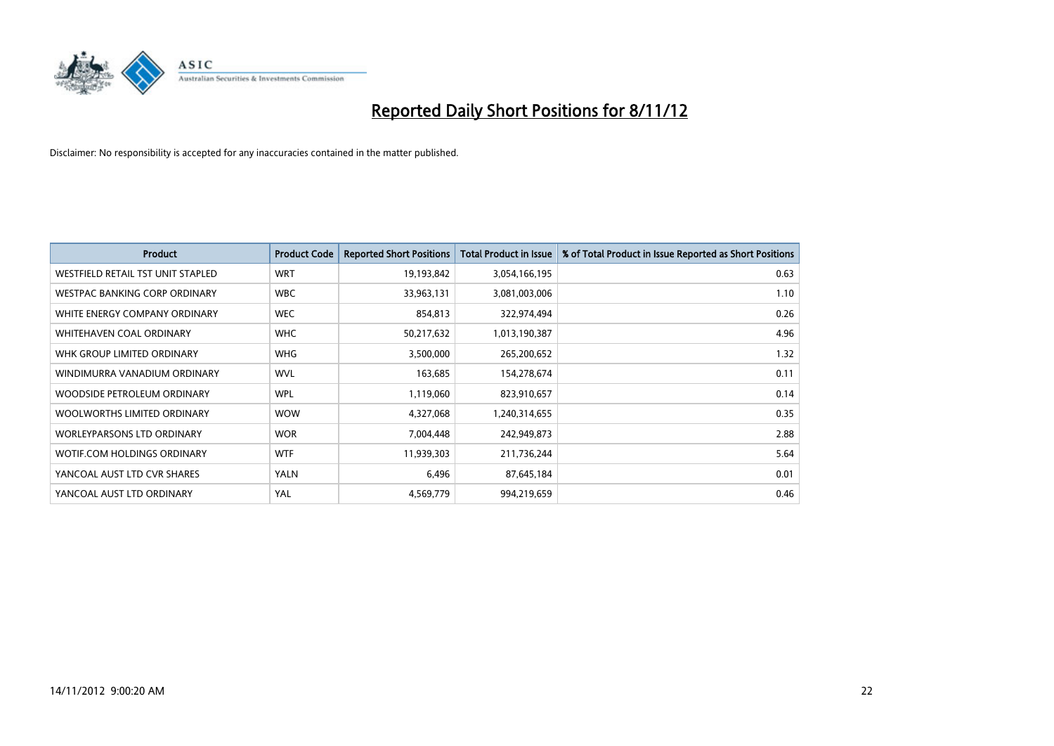# Reported Daily Short Positions for 8/11/12

Disclaimer: No responsibility is accepted for any inaccuracies contained in the matter published.

| Product | Product Code | Reported Short Positions | Total Product in Issue | % of Total Product in Issue Reported as Short Positions |
|---|---|---|---|---|
| WESTFIELD RETAIL TST UNIT STAPLED | WRT | 19,193,842 | 3,054,166,195 | 0.63 |
| WESTPAC BANKING CORP ORDINARY | WBC | 33,963,131 | 3,081,003,006 | 1.10 |
| WHITE ENERGY COMPANY ORDINARY | WEC | 854,813 | 322,974,494 | 0.26 |
| WHITEHAVEN COAL ORDINARY | WHC | 50,217,632 | 1,013,190,387 | 4.96 |
| WHK GROUP LIMITED ORDINARY | WHG | 3,500,000 | 265,200,652 | 1.32 |
| WINDIMURRA VANADIUM ORDINARY | WVL | 163,685 | 154,278,674 | 0.11 |
| WOODSIDE PETROLEUM ORDINARY | WPL | 1,119,060 | 823,910,657 | 0.14 |
| WOOLWORTHS LIMITED ORDINARY | WOW | 4,327,068 | 1,240,314,655 | 0.35 |
| WORLEYPARSONS LTD ORDINARY | WOR | 7,004,448 | 242,949,873 | 2.88 |
| WOTIF.COM HOLDINGS ORDINARY | WTF | 11,939,303 | 211,736,244 | 5.64 |
| YANCOAL AUST LTD CVR SHARES | YALN | 6,496 | 87,645,184 | 0.01 |
| YANCOAL AUST LTD ORDINARY | YAL | 4,569,779 | 994,219,659 | 0.46 |